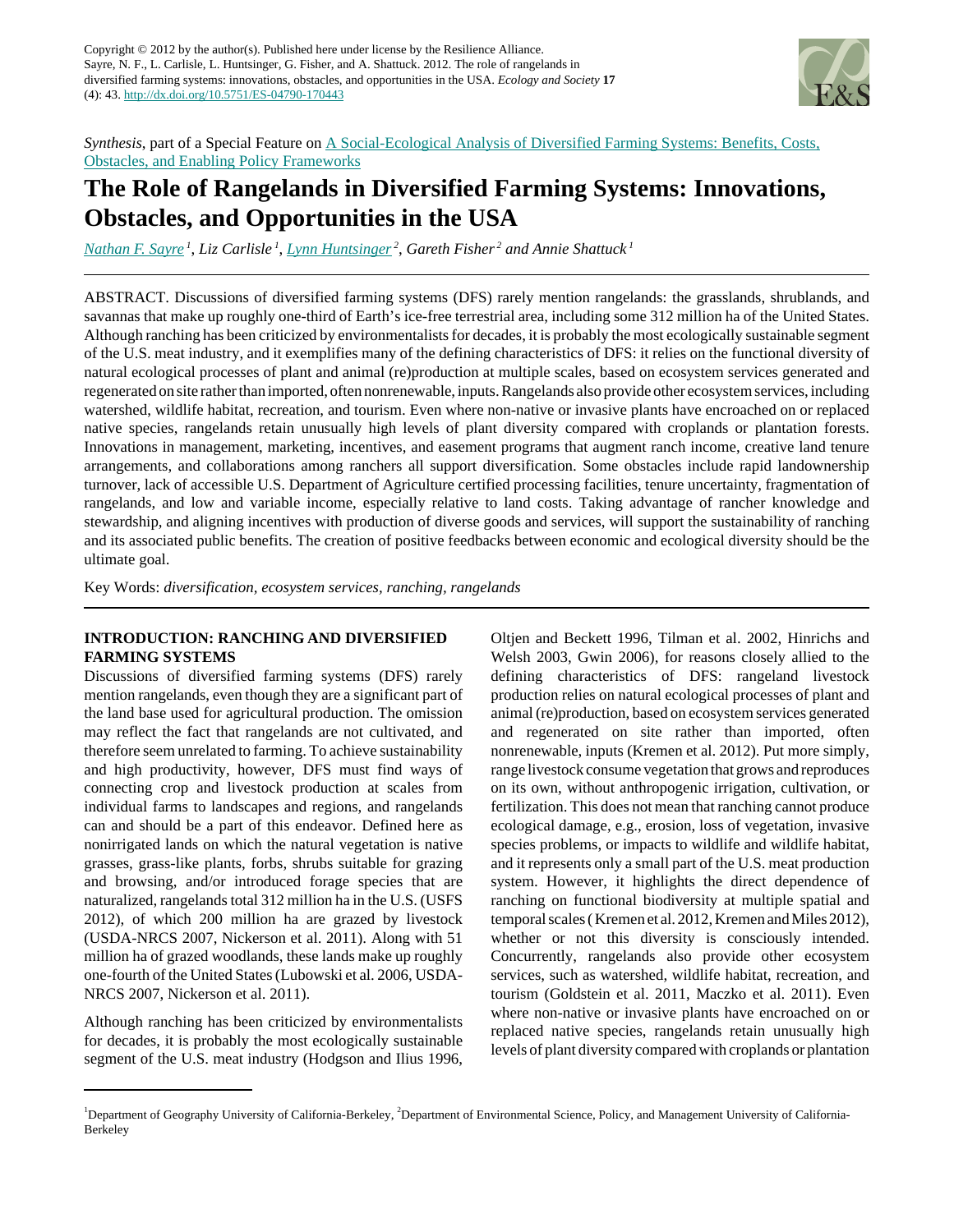Copyright © 2012 by the author(s). Published here under license by the Resilience Alliance.
Sayre, N. F., L. Carlisle, L. Huntsinger, G. Fisher, and A. Shattuck. 2012. The role of rangelands in diversified farming systems: innovations, obstacles, and opportunities in the USA. *Ecology and Society* **17** (4): 43. http://dx.doi.org/10.5751/ES-04790-170443

*Synthesis*, part of a Special Feature on A Social-Ecological Analysis of Diversified Farming Systems: Benefits, Costs, Obstacles, and Enabling Policy Frameworks

# The Role of Rangelands in Diversified Farming Systems: Innovations, Obstacles, and Opportunities in the USA

*Nathan F. Sayre* [1], *Liz Carlisle* [1], *Lynn Huntsinger* [2], *Gareth Fisher* [2] *and Annie Shattuck* [1]

ABSTRACT. Discussions of diversified farming systems (DFS) rarely mention rangelands: the grasslands, shrublands, and savannas that make up roughly one-third of Earth's ice-free terrestrial area, including some 312 million ha of the United States. Although ranching has been criticized by environmentalists for decades, it is probably the most ecologically sustainable segment of the U.S. meat industry, and it exemplifies many of the defining characteristics of DFS: it relies on the functional diversity of natural ecological processes of plant and animal (re)production at multiple scales, based on ecosystem services generated and regenerated on site rather than imported, often nonrenewable, inputs. Rangelands also provide other ecosystem services, including watershed, wildlife habitat, recreation, and tourism. Even where non-native or invasive plants have encroached on or replaced native species, rangelands retain unusually high levels of plant diversity compared with croplands or plantation forests. Innovations in management, marketing, incentives, and easement programs that augment ranch income, creative land tenure arrangements, and collaborations among ranchers all support diversification. Some obstacles include rapid landownership turnover, lack of accessible U.S. Department of Agriculture certified processing facilities, tenure uncertainty, fragmentation of rangelands, and low and variable income, especially relative to land costs. Taking advantage of rancher knowledge and stewardship, and aligning incentives with production of diverse goods and services, will support the sustainability of ranching and its associated public benefits. The creation of positive feedbacks between economic and ecological diversity should be the ultimate goal.

Key Words: *diversification, ecosystem services, ranching, rangelands*

## INTRODUCTION: RANCHING AND DIVERSIFIED FARMING SYSTEMS

Discussions of diversified farming systems (DFS) rarely mention rangelands, even though they are a significant part of the land base used for agricultural production. The omission may reflect the fact that rangelands are not cultivated, and therefore seem unrelated to farming. To achieve sustainability and high productivity, however, DFS must find ways of connecting crop and livestock production at scales from individual farms to landscapes and regions, and rangelands can and should be a part of this endeavor. Defined here as nonirrigated lands on which the natural vegetation is native grasses, grass-like plants, forbs, shrubs suitable for grazing and browsing, and/or introduced forage species that are naturalized, rangelands total 312 million ha in the U.S. (USFS 2012), of which 200 million ha are grazed by livestock (USDA-NRCS 2007, Nickerson et al. 2011). Along with 51 million ha of grazed woodlands, these lands make up roughly one-fourth of the United States (Lubowski et al. 2006, USDA-NRCS 2007, Nickerson et al. 2011).

Although ranching has been criticized by environmentalists for decades, it is probably the most ecologically sustainable segment of the U.S. meat industry (Hodgson and Ilius 1996, Oltjen and Beckett 1996, Tilman et al. 2002, Hinrichs and Welsh 2003, Gwin 2006), for reasons closely allied to the defining characteristics of DFS: rangeland livestock production relies on natural ecological processes of plant and animal (re)production, based on ecosystem services generated and regenerated on site rather than imported, often nonrenewable, inputs (Kremen et al. 2012). Put more simply, range livestock consume vegetation that grows and reproduces on its own, without anthropogenic irrigation, cultivation, or fertilization. This does not mean that ranching cannot produce ecological damage, e.g., erosion, loss of vegetation, invasive species problems, or impacts to wildlife and wildlife habitat, and it represents only a small part of the U.S. meat production system. However, it highlights the direct dependence of ranching on functional biodiversity at multiple spatial and temporal scales (Kremen et al. 2012, Kremen and Miles 2012), whether or not this diversity is consciously intended. Concurrently, rangelands also provide other ecosystem services, such as watershed, wildlife habitat, recreation, and tourism (Goldstein et al. 2011, Maczko et al. 2011). Even where non-native or invasive plants have encroached on or replaced native species, rangelands retain unusually high levels of plant diversity compared with croplands or plantation

[1] Department of Geography University of California-Berkeley, [2] Department of Environmental Science, Policy, and Management University of California-Berkeley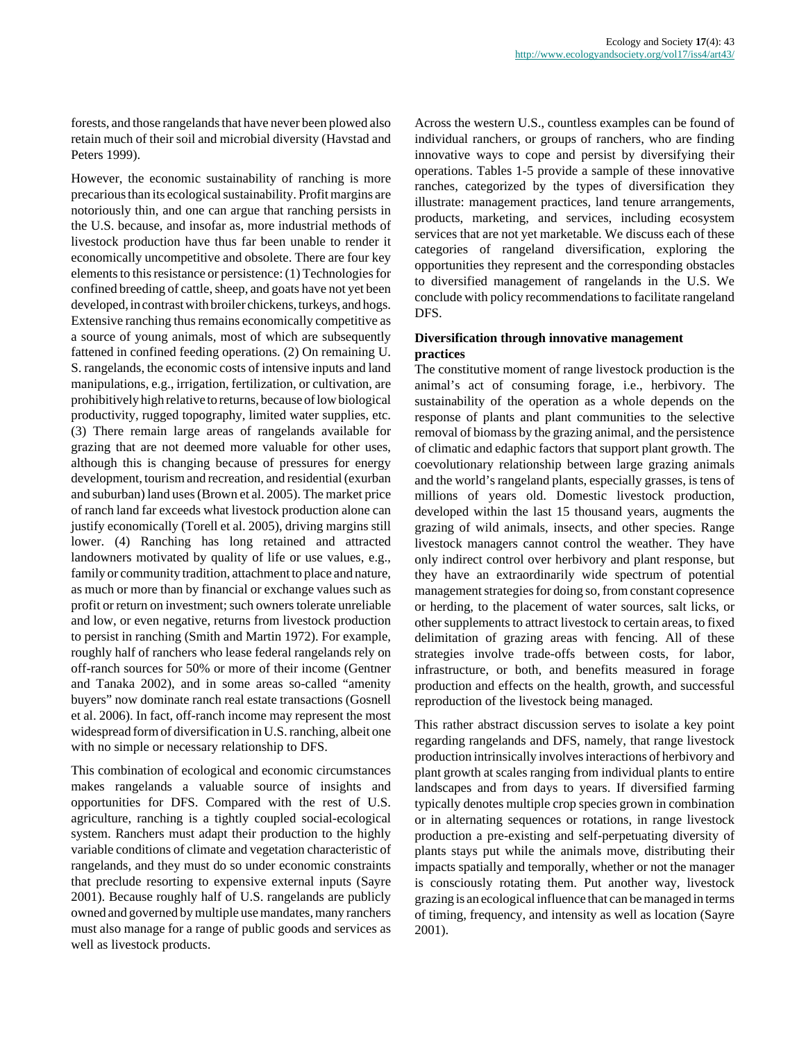forests, and those rangelands that have never been plowed also retain much of their soil and microbial diversity (Havstad and Peters 1999).

However, the economic sustainability of ranching is more precarious than its ecological sustainability. Profit margins are notoriously thin, and one can argue that ranching persists in the U.S. because, and insofar as, more industrial methods of livestock production have thus far been unable to render it economically uncompetitive and obsolete. There are four key elements to this resistance or persistence: (1) Technologies for confined breeding of cattle, sheep, and goats have not yet been developed, in contrast with broiler chickens, turkeys, and hogs. Extensive ranching thus remains economically competitive as a source of young animals, most of which are subsequently fattened in confined feeding operations. (2) On remaining U. S. rangelands, the economic costs of intensive inputs and land manipulations, e.g., irrigation, fertilization, or cultivation, are prohibitively high relative to returns, because of low biological productivity, rugged topography, limited water supplies, etc. (3) There remain large areas of rangelands available for grazing that are not deemed more valuable for other uses, although this is changing because of pressures for energy development, tourism and recreation, and residential (exurban and suburban) land uses (Brown et al. 2005). The market price of ranch land far exceeds what livestock production alone can justify economically (Torell et al. 2005), driving margins still lower. (4) Ranching has long retained and attracted landowners motivated by quality of life or use values, e.g., family or community tradition, attachment to place and nature, as much or more than by financial or exchange values such as profit or return on investment; such owners tolerate unreliable and low, or even negative, returns from livestock production to persist in ranching (Smith and Martin 1972). For example, roughly half of ranchers who lease federal rangelands rely on off-ranch sources for 50% or more of their income (Gentner and Tanaka 2002), and in some areas so-called "amenity buyers" now dominate ranch real estate transactions (Gosnell et al. 2006). In fact, off-ranch income may represent the most widespread form of diversification in U.S. ranching, albeit one with no simple or necessary relationship to DFS.

This combination of ecological and economic circumstances makes rangelands a valuable source of insights and opportunities for DFS. Compared with the rest of U.S. agriculture, ranching is a tightly coupled social-ecological system. Ranchers must adapt their production to the highly variable conditions of climate and vegetation characteristic of rangelands, and they must do so under economic constraints that preclude resorting to expensive external inputs (Sayre 2001). Because roughly half of U.S. rangelands are publicly owned and governed by multiple use mandates, many ranchers must also manage for a range of public goods and services as well as livestock products.

Across the western U.S., countless examples can be found of individual ranchers, or groups of ranchers, who are finding innovative ways to cope and persist by diversifying their operations. Tables 1-5 provide a sample of these innovative ranches, categorized by the types of diversification they illustrate: management practices, land tenure arrangements, products, marketing, and services, including ecosystem services that are not yet marketable. We discuss each of these categories of rangeland diversification, exploring the opportunities they represent and the corresponding obstacles to diversified management of rangelands in the U.S. We conclude with policy recommendations to facilitate rangeland DFS.

## Diversification through innovative management practices

The constitutive moment of range livestock production is the animal's act of consuming forage, i.e., herbivory. The sustainability of the operation as a whole depends on the response of plants and plant communities to the selective removal of biomass by the grazing animal, and the persistence of climatic and edaphic factors that support plant growth. The coevolutionary relationship between large grazing animals and the world's rangeland plants, especially grasses, is tens of millions of years old. Domestic livestock production, developed within the last 15 thousand years, augments the grazing of wild animals, insects, and other species. Range livestock managers cannot control the weather. They have only indirect control over herbivory and plant response, but they have an extraordinarily wide spectrum of potential management strategies for doing so, from constant copresence or herding, to the placement of water sources, salt licks, or other supplements to attract livestock to certain areas, to fixed delimitation of grazing areas with fencing. All of these strategies involve trade-offs between costs, for labor, infrastructure, or both, and benefits measured in forage production and effects on the health, growth, and successful reproduction of the livestock being managed.

This rather abstract discussion serves to isolate a key point regarding rangelands and DFS, namely, that range livestock production intrinsically involves interactions of herbivory and plant growth at scales ranging from individual plants to entire landscapes and from days to years. If diversified farming typically denotes multiple crop species grown in combination or in alternating sequences or rotations, in range livestock production a pre-existing and self-perpetuating diversity of plants stays put while the animals move, distributing their impacts spatially and temporally, whether or not the manager is consciously rotating them. Put another way, livestock grazing is an ecological influence that can be managed in terms of timing, frequency, and intensity as well as location (Sayre 2001).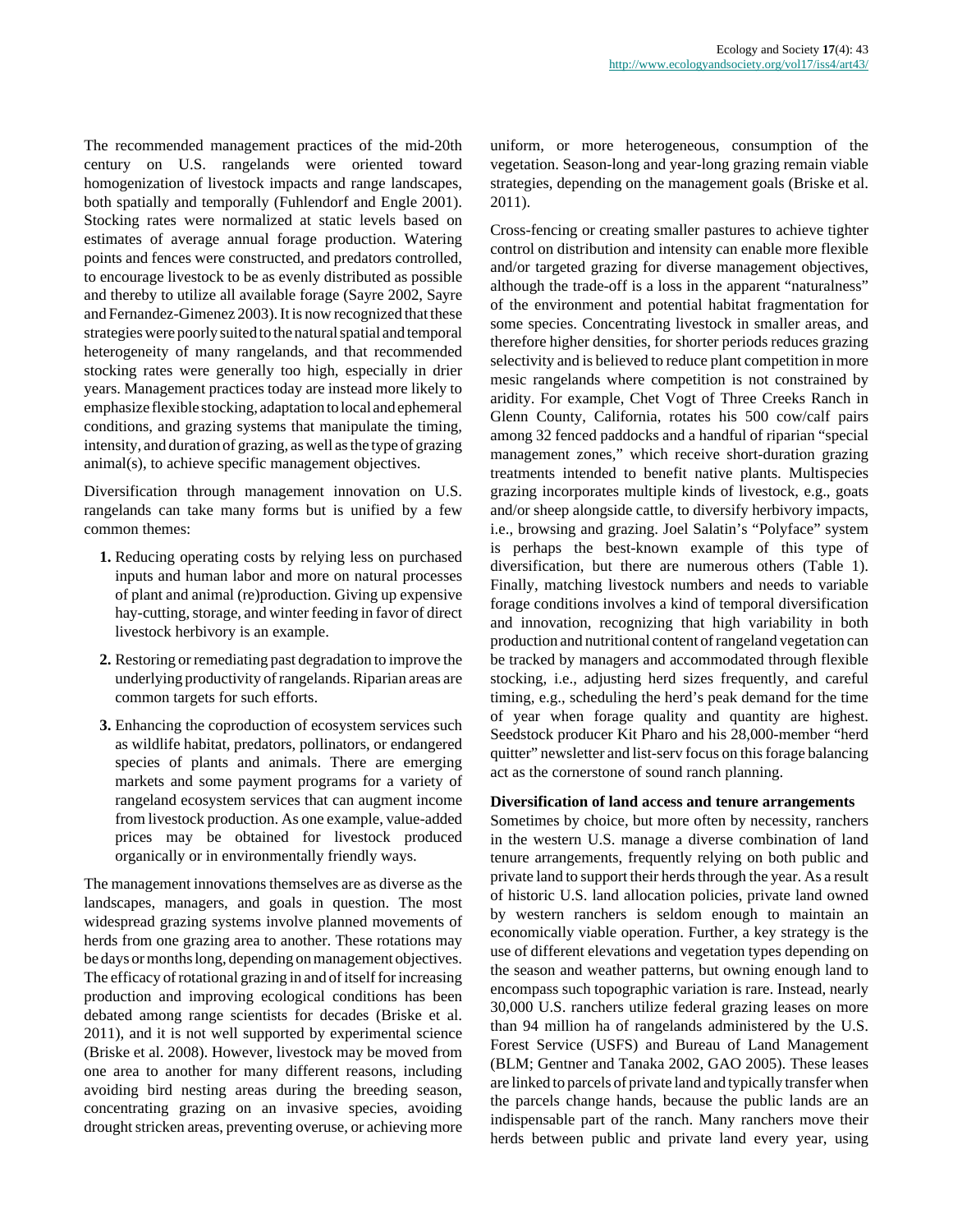The recommended management practices of the mid-20th century on U.S. rangelands were oriented toward homogenization of livestock impacts and range landscapes, both spatially and temporally (Fuhlendorf and Engle 2001). Stocking rates were normalized at static levels based on estimates of average annual forage production. Watering points and fences were constructed, and predators controlled, to encourage livestock to be as evenly distributed as possible and thereby to utilize all available forage (Sayre 2002, Sayre and Fernandez-Gimenez 2003). It is now recognized that these strategies were poorly suited to the natural spatial and temporal heterogeneity of many rangelands, and that recommended stocking rates were generally too high, especially in drier years. Management practices today are instead more likely to emphasize flexible stocking, adaptation to local and ephemeral conditions, and grazing systems that manipulate the timing, intensity, and duration of grazing, as well as the type of grazing animal(s), to achieve specific management objectives.

Diversification through management innovation on U.S. rangelands can take many forms but is unified by a few common themes:

1. Reducing operating costs by relying less on purchased inputs and human labor and more on natural processes of plant and animal (re)production. Giving up expensive hay-cutting, storage, and winter feeding in favor of direct livestock herbivory is an example.
2. Restoring or remediating past degradation to improve the underlying productivity of rangelands. Riparian areas are common targets for such efforts.
3. Enhancing the coproduction of ecosystem services such as wildlife habitat, predators, pollinators, or endangered species of plants and animals. There are emerging markets and some payment programs for a variety of rangeland ecosystem services that can augment income from livestock production. As one example, value-added prices may be obtained for livestock produced organically or in environmentally friendly ways.

The management innovations themselves are as diverse as the landscapes, managers, and goals in question. The most widespread grazing systems involve planned movements of herds from one grazing area to another. These rotations may be days or months long, depending on management objectives. The efficacy of rotational grazing in and of itself for increasing production and improving ecological conditions has been debated among range scientists for decades (Briske et al. 2011), and it is not well supported by experimental science (Briske et al. 2008). However, livestock may be moved from one area to another for many different reasons, including avoiding bird nesting areas during the breeding season, concentrating grazing on an invasive species, avoiding drought stricken areas, preventing overuse, or achieving more uniform, or more heterogeneous, consumption of the vegetation. Season-long and year-long grazing remain viable strategies, depending on the management goals (Briske et al. 2011).

Cross-fencing or creating smaller pastures to achieve tighter control on distribution and intensity can enable more flexible and/or targeted grazing for diverse management objectives, although the trade-off is a loss in the apparent "naturalness" of the environment and potential habitat fragmentation for some species. Concentrating livestock in smaller areas, and therefore higher densities, for shorter periods reduces grazing selectivity and is believed to reduce plant competition in more mesic rangelands where competition is not constrained by aridity. For example, Chet Vogt of Three Creeks Ranch in Glenn County, California, rotates his 500 cow/calf pairs among 32 fenced paddocks and a handful of riparian "special management zones," which receive short-duration grazing treatments intended to benefit native plants. Multispecies grazing incorporates multiple kinds of livestock, e.g., goats and/or sheep alongside cattle, to diversify herbivory impacts, i.e., browsing and grazing. Joel Salatin's "Polyface" system is perhaps the best-known example of this type of diversification, but there are numerous others (Table 1). Finally, matching livestock numbers and needs to variable forage conditions involves a kind of temporal diversification and innovation, recognizing that high variability in both production and nutritional content of rangeland vegetation can be tracked by managers and accommodated through flexible stocking, i.e., adjusting herd sizes frequently, and careful timing, e.g., scheduling the herd's peak demand for the time of year when forage quality and quantity are highest. Seedstock producer Kit Pharo and his 28,000-member "herd quitter" newsletter and list-serv focus on this forage balancing act as the cornerstone of sound ranch planning.

**Diversification of land access and tenure arrangements**

Sometimes by choice, but more often by necessity, ranchers in the western U.S. manage a diverse combination of land tenure arrangements, frequently relying on both public and private land to support their herds through the year. As a result of historic U.S. land allocation policies, private land owned by western ranchers is seldom enough to maintain an economically viable operation. Further, a key strategy is the use of different elevations and vegetation types depending on the season and weather patterns, but owning enough land to encompass such topographic variation is rare. Instead, nearly 30,000 U.S. ranchers utilize federal grazing leases on more than 94 million ha of rangelands administered by the U.S. Forest Service (USFS) and Bureau of Land Management (BLM; Gentner and Tanaka 2002, GAO 2005). These leases are linked to parcels of private land and typically transfer when the parcels change hands, because the public lands are an indispensable part of the ranch. Many ranchers move their herds between public and private land every year, using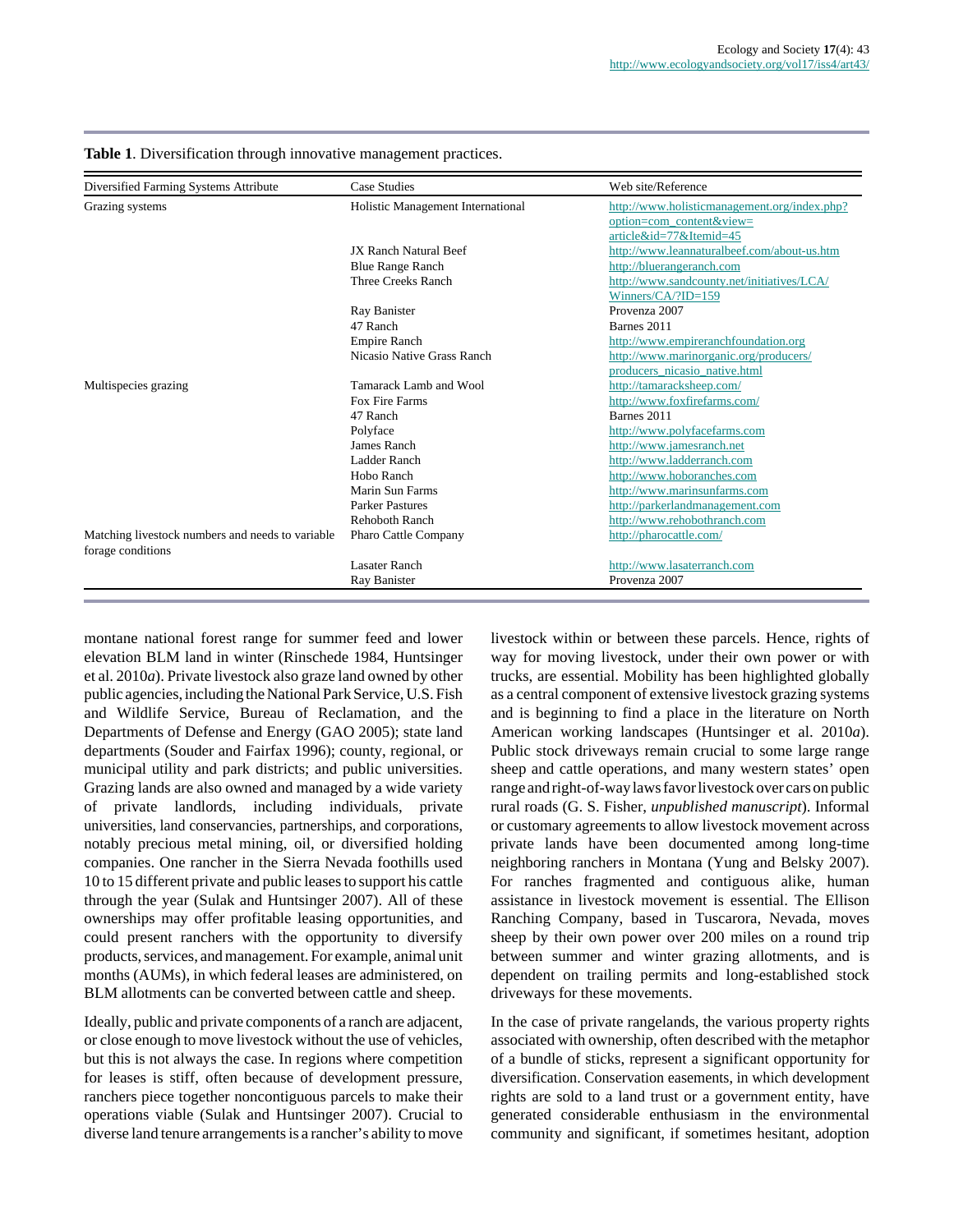**Table 1**. Diversification through innovative management practices.

| Diversified Farming Systems Attribute | Case Studies | Web site/Reference |
|---|---|---|
| Grazing systems | Holistic Management International | http://www.holisticmanagement.org/index.php?option=com_content&view=article&id=77&Itemid=45 |
| | JX Ranch Natural Beef | http://www.leannaturalbeef.com/about-us.htm |
| | Blue Range Ranch | http://bluerangeranch.com |
| | Three Creeks Ranch | http://www.sandcounty.net/initiatives/LCA/Winners/CA/?ID=159 |
| | Ray Banister | Provenza 2007 |
| | 47 Ranch | Barnes 2011 |
| | Empire Ranch | http://www.empireranchfoundation.org |
| | Nicasio Native Grass Ranch | http://www.marinorganic.org/producers/producers_nicasio_native.html |
| Multispecies grazing | Tamarack Lamb and Wool | http://tamaracksheep.com/ |
| | Fox Fire Farms | http://www.foxfirefarms.com/ |
| | 47 Ranch | Barnes 2011 |
| | Polyface | http://www.polyfacefarms.com |
| | James Ranch | http://www.jamesranch.net |
| | Ladder Ranch | http://www.ladderranch.com |
| | Hobo Ranch | http://www.hoboranches.com |
| | Marin Sun Farms | http://www.marinsunfarms.com |
| | Parker Pastures | http://parkerlandmanagement.com |
| | Rehoboth Ranch | http://www.rehobothranch.com |
| Matching livestock numbers and needs to variable forage conditions | Pharo Cattle Company | http://pharocattle.com/ |
| | Lasater Ranch | http://www.lasaterranch.com |
| | Ray Banister | Provenza 2007 |

montane national forest range for summer feed and lower elevation BLM land in winter (Rinschede 1984, Huntsinger et al. 2010*a*). Private livestock also graze land owned by other public agencies, including the National Park Service, U.S. Fish and Wildlife Service, Bureau of Reclamation, and the Departments of Defense and Energy (GAO 2005); state land departments (Souder and Fairfax 1996); county, regional, or municipal utility and park districts; and public universities. Grazing lands are also owned and managed by a wide variety of private landlords, including individuals, private universities, land conservancies, partnerships, and corporations, notably precious metal mining, oil, or diversified holding companies. One rancher in the Sierra Nevada foothills used 10 to 15 different private and public leases to support his cattle through the year (Sulak and Huntsinger 2007). All of these ownerships may offer profitable leasing opportunities, and could present ranchers with the opportunity to diversify products, services, and management. For example, animal unit months (AUMs), in which federal leases are administered, on BLM allotments can be converted between cattle and sheep.

Ideally, public and private components of a ranch are adjacent, or close enough to move livestock without the use of vehicles, but this is not always the case. In regions where competition for leases is stiff, often because of development pressure, ranchers piece together noncontiguous parcels to make their operations viable (Sulak and Huntsinger 2007). Crucial to diverse land tenure arrangements is a rancher's ability to move livestock within or between these parcels. Hence, rights of way for moving livestock, under their own power or with trucks, are essential. Mobility has been highlighted globally as a central component of extensive livestock grazing systems and is beginning to find a place in the literature on North American working landscapes (Huntsinger et al. 2010*a*). Public stock driveways remain crucial to some large range sheep and cattle operations, and many western states' open range and right-of-way laws favor livestock over cars on public rural roads (G. S. Fisher, *unpublished manuscript*). Informal or customary agreements to allow livestock movement across private lands have been documented among long-time neighboring ranchers in Montana (Yung and Belsky 2007). For ranches fragmented and contiguous alike, human assistance in livestock movement is essential. The Ellison Ranching Company, based in Tuscarora, Nevada, moves sheep by their own power over 200 miles on a round trip between summer and winter grazing allotments, and is dependent on trailing permits and long-established stock driveways for these movements.

In the case of private rangelands, the various property rights associated with ownership, often described with the metaphor of a bundle of sticks, represent a significant opportunity for diversification. Conservation easements, in which development rights are sold to a land trust or a government entity, have generated considerable enthusiasm in the environmental community and significant, if sometimes hesitant, adoption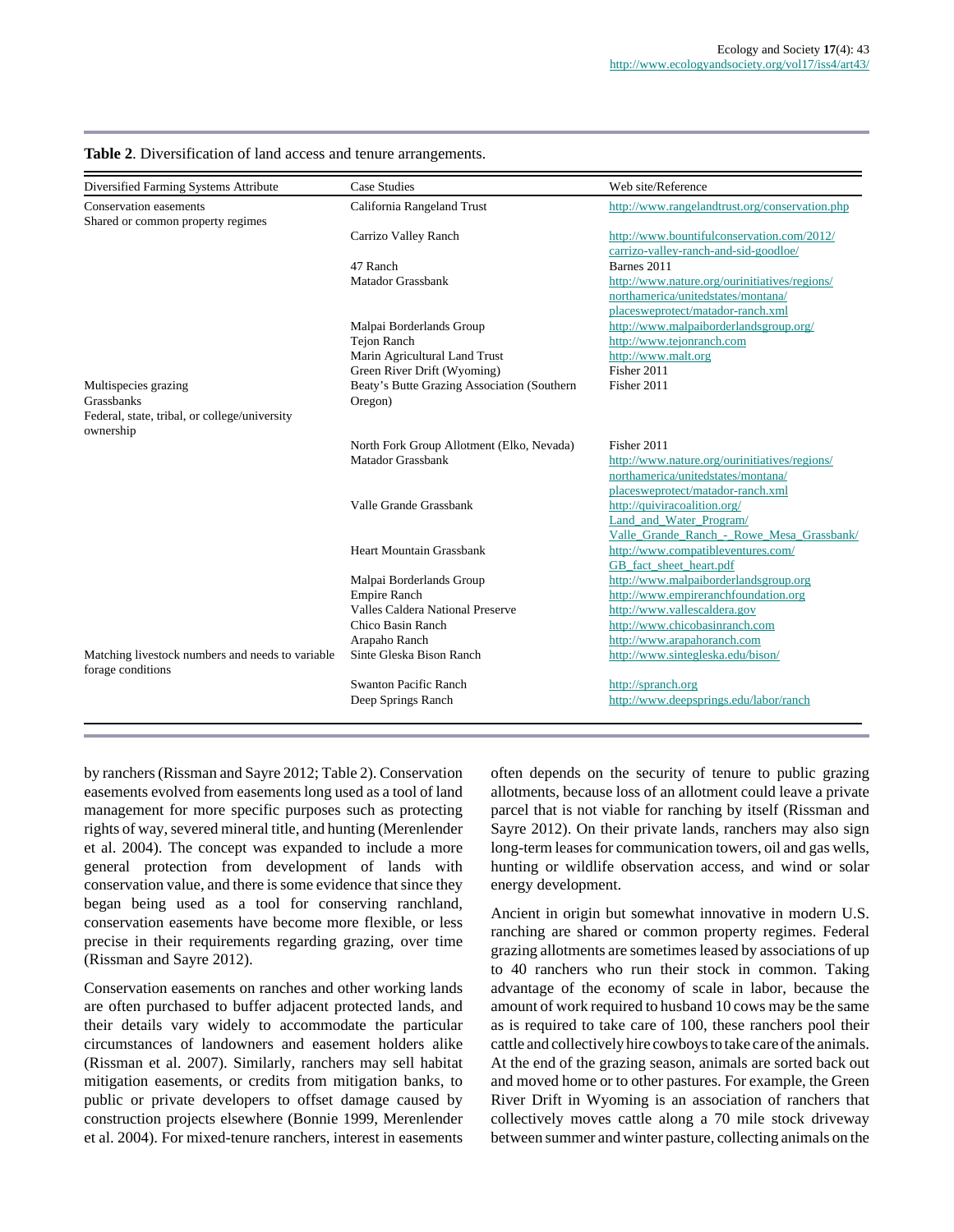**Table 2**. Diversification of land access and tenure arrangements.

| Diversified Farming Systems Attribute | Case Studies | Web site/Reference |
|---|---|---|
| Conservation easements | California Rangeland Trust | http://www.rangelandtrust.org/conservation.php |
| Shared or common property regimes | | |
| | Carrizo Valley Ranch | http://www.bountifulconservation.com/2012/carrizo-valley-ranch-and-sid-goodloe/ |
| | 47 Ranch | Barnes 2011 |
| | Matador Grassbank | http://www.nature.org/ourinitiatives/regions/northamerica/unitedstates/montana/placesweprotect/matador-ranch.xml |
| | Malpai Borderlands Group | http://www.malpaiborderlandsgroup.org/ |
| | Tejon Ranch | http://www.tejonranch.com |
| | Marin Agricultural Land Trust | http://www.malt.org |
| | Green River Drift (Wyoming) | Fisher 2011 |
| Multispecies grazing | Beaty's Butte Grazing Association (Southern Oregon) | Fisher 2011 |
| Grassbanks | | |
| Federal, state, tribal, or college/university ownership | | |
| | North Fork Group Allotment (Elko, Nevada) | Fisher 2011 |
| | Matador Grassbank | http://www.nature.org/ourinitiatives/regions/northamerica/unitedstates/montana/placesweprotect/matador-ranch.xml |
| | Valle Grande Grassbank | http://quiviracoalition.org/Land_and_Water_Program/Valle_Grande_Ranch_-_Rowe_Mesa_Grassbank/ |
| | Heart Mountain Grassbank | http://www.compatibleventures.com/GB_fact_sheet_heart.pdf |
| | Malpai Borderlands Group | http://www.malpaiborderlandsgroup.org |
| | Empire Ranch | http://www.empireranchfoundation.org |
| | Valles Caldera National Preserve | http://www.vallescaldera.gov |
| | Chico Basin Ranch | http://www.chicobasinranch.com |
| | Arapaho Ranch | http://www.arapahoranch.com |
| Matching livestock numbers and needs to variable forage conditions | Sinte Gleska Bison Ranch | http://www.sintegleska.edu/bison/ |
| | Swanton Pacific Ranch | http://spranch.org |
| | Deep Springs Ranch | http://www.deepsprings.edu/labor/ranch |

by ranchers (Rissman and Sayre 2012; Table 2). Conservation easements evolved from easements long used as a tool of land management for more specific purposes such as protecting rights of way, severed mineral title, and hunting (Merenlender et al. 2004). The concept was expanded to include a more general protection from development of lands with conservation value, and there is some evidence that since they began being used as a tool for conserving ranchland, conservation easements have become more flexible, or less precise in their requirements regarding grazing, over time (Rissman and Sayre 2012).

Conservation easements on ranches and other working lands are often purchased to buffer adjacent protected lands, and their details vary widely to accommodate the particular circumstances of landowners and easement holders alike (Rissman et al. 2007). Similarly, ranchers may sell habitat mitigation easements, or credits from mitigation banks, to public or private developers to offset damage caused by construction projects elsewhere (Bonnie 1999, Merenlender et al. 2004). For mixed-tenure ranchers, interest in easements often depends on the security of tenure to public grazing allotments, because loss of an allotment could leave a private parcel that is not viable for ranching by itself (Rissman and Sayre 2012). On their private lands, ranchers may also sign long-term leases for communication towers, oil and gas wells, hunting or wildlife observation access, and wind or solar energy development.

Ancient in origin but somewhat innovative in modern U.S. ranching are shared or common property regimes. Federal grazing allotments are sometimes leased by associations of up to 40 ranchers who run their stock in common. Taking advantage of the economy of scale in labor, because the amount of work required to husband 10 cows may be the same as is required to take care of 100, these ranchers pool their cattle and collectively hire cowboys to take care of the animals. At the end of the grazing season, animals are sorted back out and moved home or to other pastures. For example, the Green River Drift in Wyoming is an association of ranchers that collectively moves cattle along a 70 mile stock driveway between summer and winter pasture, collecting animals on the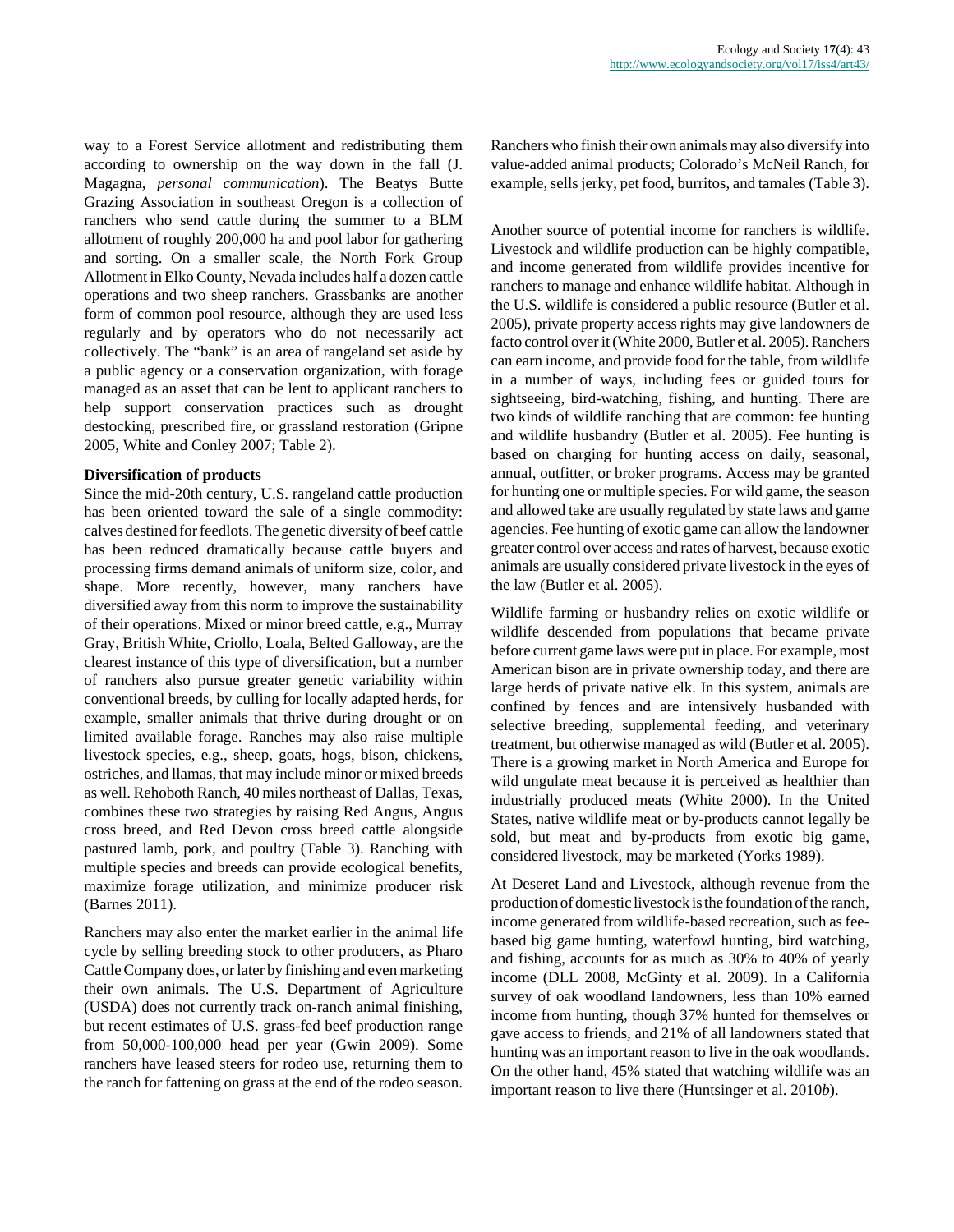way to a Forest Service allotment and redistributing them according to ownership on the way down in the fall (J. Magagna, *personal communication*). The Beatys Butte Grazing Association in southeast Oregon is a collection of ranchers who send cattle during the summer to a BLM allotment of roughly 200,000 ha and pool labor for gathering and sorting. On a smaller scale, the North Fork Group Allotment in Elko County, Nevada includes half a dozen cattle operations and two sheep ranchers. Grassbanks are another form of common pool resource, although they are used less regularly and by operators who do not necessarily act collectively. The "bank" is an area of rangeland set aside by a public agency or a conservation organization, with forage managed as an asset that can be lent to applicant ranchers to help support conservation practices such as drought destocking, prescribed fire, or grassland restoration (Gripne 2005, White and Conley 2007; Table 2).

**Diversification of products**

Since the mid-20th century, U.S. rangeland cattle production has been oriented toward the sale of a single commodity: calves destined for feedlots. The genetic diversity of beef cattle has been reduced dramatically because cattle buyers and processing firms demand animals of uniform size, color, and shape. More recently, however, many ranchers have diversified away from this norm to improve the sustainability of their operations. Mixed or minor breed cattle, e.g., Murray Gray, British White, Criollo, Loala, Belted Galloway, are the clearest instance of this type of diversification, but a number of ranchers also pursue greater genetic variability within conventional breeds, by culling for locally adapted herds, for example, smaller animals that thrive during drought or on limited available forage. Ranches may also raise multiple livestock species, e.g., sheep, goats, hogs, bison, chickens, ostriches, and llamas, that may include minor or mixed breeds as well. Rehoboth Ranch, 40 miles northeast of Dallas, Texas, combines these two strategies by raising Red Angus, Angus cross breed, and Red Devon cross breed cattle alongside pastured lamb, pork, and poultry (Table 3). Ranching with multiple species and breeds can provide ecological benefits, maximize forage utilization, and minimize producer risk (Barnes 2011).

Ranchers may also enter the market earlier in the animal life cycle by selling breeding stock to other producers, as Pharo Cattle Company does, or later by finishing and even marketing their own animals. The U.S. Department of Agriculture (USDA) does not currently track on-ranch animal finishing, but recent estimates of U.S. grass-fed beef production range from 50,000-100,000 head per year (Gwin 2009). Some ranchers have leased steers for rodeo use, returning them to the ranch for fattening on grass at the end of the rodeo season. Ranchers who finish their own animals may also diversify into value-added animal products; Colorado's McNeil Ranch, for example, sells jerky, pet food, burritos, and tamales (Table 3).

Another source of potential income for ranchers is wildlife. Livestock and wildlife production can be highly compatible, and income generated from wildlife provides incentive for ranchers to manage and enhance wildlife habitat. Although in the U.S. wildlife is considered a public resource (Butler et al. 2005), private property access rights may give landowners de facto control over it (White 2000, Butler et al. 2005). Ranchers can earn income, and provide food for the table, from wildlife in a number of ways, including fees or guided tours for sightseeing, bird-watching, fishing, and hunting. There are two kinds of wildlife ranching that are common: fee hunting and wildlife husbandry (Butler et al. 2005). Fee hunting is based on charging for hunting access on daily, seasonal, annual, outfitter, or broker programs. Access may be granted for hunting one or multiple species. For wild game, the season and allowed take are usually regulated by state laws and game agencies. Fee hunting of exotic game can allow the landowner greater control over access and rates of harvest, because exotic animals are usually considered private livestock in the eyes of the law (Butler et al. 2005).

Wildlife farming or husbandry relies on exotic wildlife or wildlife descended from populations that became private before current game laws were put in place. For example, most American bison are in private ownership today, and there are large herds of private native elk. In this system, animals are confined by fences and are intensively husbanded with selective breeding, supplemental feeding, and veterinary treatment, but otherwise managed as wild (Butler et al. 2005). There is a growing market in North America and Europe for wild ungulate meat because it is perceived as healthier than industrially produced meats (White 2000). In the United States, native wildlife meat or by-products cannot legally be sold, but meat and by-products from exotic big game, considered livestock, may be marketed (Yorks 1989).

At Deseret Land and Livestock, although revenue from the production of domestic livestock is the foundation of the ranch, income generated from wildlife-based recreation, such as fee-based big game hunting, waterfowl hunting, bird watching, and fishing, accounts for as much as 30% to 40% of yearly income (DLL 2008, McGinty et al. 2009). In a California survey of oak woodland landowners, less than 10% earned income from hunting, though 37% hunted for themselves or gave access to friends, and 21% of all landowners stated that hunting was an important reason to live in the oak woodlands. On the other hand, 45% stated that watching wildlife was an important reason to live there (Huntsinger et al. 2010*b*).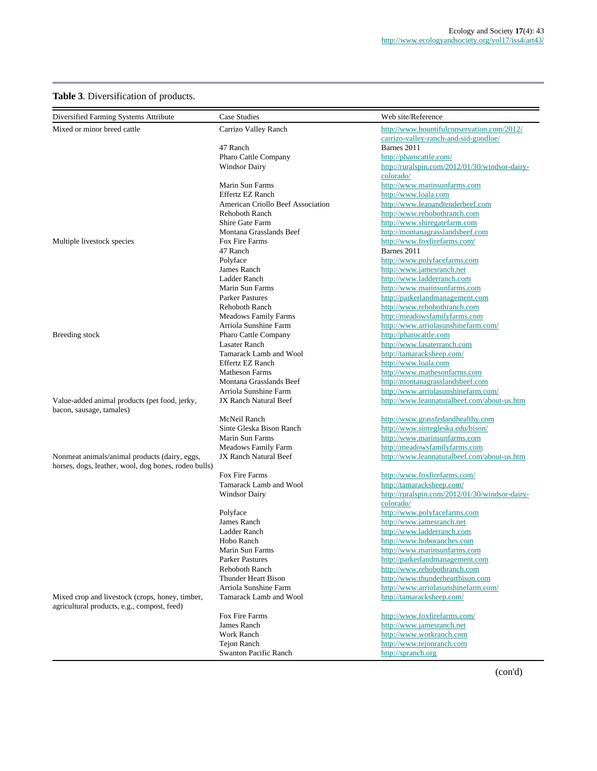**Table 3**. Diversification of products.

| Diversified Farming Systems Attribute | Case Studies | Web site/Reference |
|---|---|---|
| Mixed or minor breed cattle | Carrizo Valley Ranch | http://www.bountifulconservation.com/2012/carrizo-valley-ranch-and-sid-goodloe/ |
| | 47 Ranch | Barnes 2011 |
| | Pharo Cattle Company | http://pharocattle.com/ |
| | Windsor Dairy | http://ruralspin.com/2012/01/30/windsor-dairy-colorado/ |
| | Marin Sun Farms | http://www.marinsunfarms.com |
| | Effertz EZ Ranch | http://www.loala.com |
| | American Criollo Beef Association | http://www.leanandtenderbeef.com |
| | Rehoboth Ranch | http://www.rehobothranch.com |
| | Shire Gate Farm | http://www.shiregatefarm.com |
| | Montana Grasslands Beef | http://montanagrasslandsbeef.com |
| Multiple livestock species | Fox Fire Farms | http://www.foxfirefarms.com/ |
| | 47 Ranch | Barnes 2011 |
| | Polyface | http://www.polyfacefarms.com |
| | James Ranch | http://www.jamesranch.net |
| | Ladder Ranch | http://www.ladderranch.com |
| | Marin Sun Farms | http://www.marinsunfarms.com |
| | Parker Pastures | http://parkerlandmanagement.com |
| | Rehoboth Ranch | http://www.rehobothranch.com |
| | Meadows Family Farms | http://meadowsfamilyfarms.com |
| | Arriola Sunshine Farm | http://www.arriolasunshinefarm.com/ |
| Breeding stock | Pharo Cattle Company | http://pharocattle.com |
| | Lasater Ranch | http://www.lasaterranch.com |
| | Tamarack Lamb and Wool | http://tamaracksheep.com/ |
| | Effertz EZ Ranch | http://www.loala.com |
| | Matheson Farms | http://www.mathesonfarms.com |
| | Montana Grasslands Beef | http://montanagrasslandsbeef.com |
| | Arriola Sunshine Farm | http://www.arriolasunshinefarm.com/ |
| Value-added animal products (pet food, jerky, bacon, sausage, tamales) | JX Ranch Natural Beef | http://www.leannaturalbeef.com/about-us.htm |
| | McNeil Ranch | http://www.grassfedandhealthy.com |
| | Sinte Gleska Bison Ranch | http://www.sintegleska.edu/bison/ |
| | Marin Sun Farms | http://www.marinsunfarms.com |
| | Meadows Family Farm | http://meadowsfamilyfarms.com |
| Nonmeat animals/animal products (dairy, eggs, horses, dogs, leather, wool, dog bones, rodeo bulls) | JX Ranch Natural Beef | http://www.leannaturalbeef.com/about-us.htm |
| | Fox Fire Farms | http://www.foxfirefarms.com/ |
| | Tamarack Lamb and Wool | http://tamaracksheep.com/ |
| | Windsor Dairy | http://ruralspin.com/2012/01/30/windsor-dairy-colorado/ |
| | Polyface | http://www.polyfacefarms.com |
| | James Ranch | http://www.jamesranch.net |
| | Ladder Ranch | http://www.ladderranch.com |
| | Hobo Ranch | http://www.hoboranches.com |
| | Marin Sun Farms | http://www.marinsunfarms.com |
| | Parker Pastures | http://parkerlandmanagement.com |
| | Rehoboth Ranch | http://www.rehobothranch.com |
| | Thunder Heart Bison | http://www.thunderheartbison.com |
| | Arriola Sunshine Farm | http://www.arriolasunshinefarm.com/ |
| Mixed crop and livestock (crops, honey, timber, agricultural products, e.g., compost, feed) | Tamarack Lamb and Wool | http://tamaracksheep.com/ |
| | Fox Fire Farms | http://www.foxfirefarms.com/ |
| | James Ranch | http://www.jamesranch.net |
| | Work Ranch | http://www.workranch.com |
| | Tejon Ranch | http://www.tejonranch.com |
| | Swanton Pacific Ranch | http://spranch.org |

(con'd)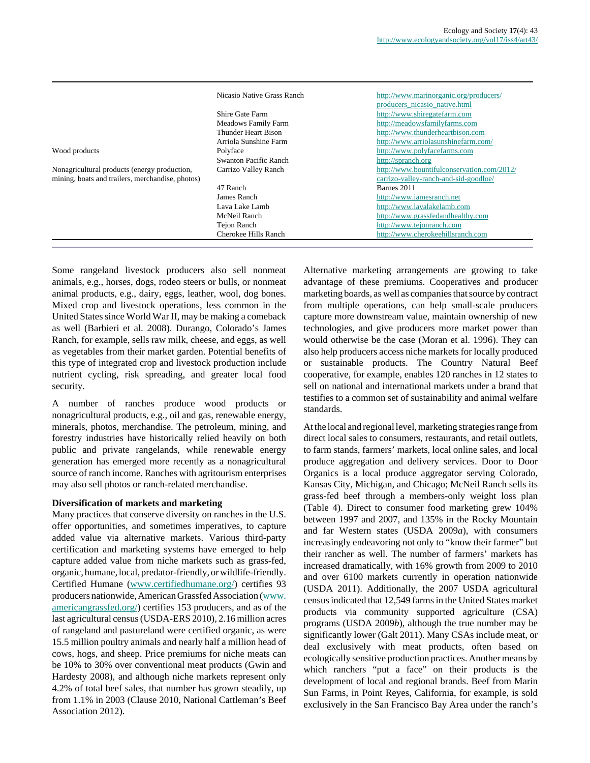| | | |
|---|---|---|
| | Nicasio Native Grass Ranch | http://www.marinorganic.org/producers/producers_nicasio_native.html |
| | Shire Gate Farm | http://www.shiregatefarm.com |
| | Meadows Family Farm | http://meadowsfamilyfarms.com |
| | Thunder Heart Bison | http://www.thunderheartbison.com |
| | Arriola Sunshine Farm | http://www.arriolasunshinefarm.com/ |
| Wood products | Polyface | http://www.polyfacefarms.com |
| | Swanton Pacific Ranch | http://spranch.org |
| Nonagricultural products (energy production, mining, boats and trailers, merchandise, photos) | Carrizo Valley Ranch | http://www.bountifulconservation.com/2012/carrizo-valley-ranch-and-sid-goodloe/ |
| | 47 Ranch | Barnes 2011 |
| | James Ranch | http://www.jamesranch.net |
| | Lava Lake Lamb | http://www.lavalakelamb.com |
| | McNeil Ranch | http://www.grassfedandhealthy.com |
| | Tejon Ranch | http://www.tejonranch.com |
| | Cherokee Hills Ranch | http://www.cherokeehillsranch.com |

Some rangeland livestock producers also sell nonmeat animals, e.g., horses, dogs, rodeo steers or bulls, or nonmeat animal products, e.g., dairy, eggs, leather, wool, dog bones. Mixed crop and livestock operations, less common in the United States since World War II, may be making a comeback as well (Barbieri et al. 2008). Durango, Colorado's James Ranch, for example, sells raw milk, cheese, and eggs, as well as vegetables from their market garden. Potential benefits of this type of integrated crop and livestock production include nutrient cycling, risk spreading, and greater local food security.

A number of ranches produce wood products or nonagricultural products, e.g., oil and gas, renewable energy, minerals, photos, merchandise. The petroleum, mining, and forestry industries have historically relied heavily on both public and private rangelands, while renewable energy generation has emerged more recently as a nonagricultural source of ranch income. Ranches with agritourism enterprises may also sell photos or ranch-related merchandise.

**Diversification of markets and marketing**

Many practices that conserve diversity on ranches in the U.S. offer opportunities, and sometimes imperatives, to capture added value via alternative markets. Various third-party certification and marketing systems have emerged to help capture added value from niche markets such as grass-fed, organic, humane, local, predator-friendly, or wildlife-friendly. Certified Humane (www.certifiedhumane.org/) certifies 93 producers nationwide, American Grassfed Association (www.americangrassfed.org/) certifies 153 producers, and as of the last agricultural census (USDA-ERS 2010), 2.16 million acres of rangeland and pastureland were certified organic, as were 15.5 million poultry animals and nearly half a million head of cows, hogs, and sheep. Price premiums for niche meats can be 10% to 30% over conventional meat products (Gwin and Hardesty 2008), and although niche markets represent only 4.2% of total beef sales, that number has grown steadily, up from 1.1% in 2003 (Clause 2010, National Cattleman's Beef Association 2012).

Alternative marketing arrangements are growing to take advantage of these premiums. Cooperatives and producer marketing boards, as well as companies that source by contract from multiple operations, can help small-scale producers capture more downstream value, maintain ownership of new technologies, and give producers more market power than would otherwise be the case (Moran et al. 1996). They can also help producers access niche markets for locally produced or sustainable products. The Country Natural Beef cooperative, for example, enables 120 ranches in 12 states to sell on national and international markets under a brand that testifies to a common set of sustainability and animal welfare standards.

At the local and regional level, marketing strategies range from direct local sales to consumers, restaurants, and retail outlets, to farm stands, farmers' markets, local online sales, and local produce aggregation and delivery services. Door to Door Organics is a local produce aggregator serving Colorado, Kansas City, Michigan, and Chicago; McNeil Ranch sells its grass-fed beef through a members-only weight loss plan (Table 4). Direct to consumer food marketing grew 104% between 1997 and 2007, and 135% in the Rocky Mountain and far Western states (USDA 2009*a*), with consumers increasingly endeavoring not only to "know their farmer" but their rancher as well. The number of farmers' markets has increased dramatically, with 16% growth from 2009 to 2010 and over 6100 markets currently in operation nationwide (USDA 2011). Additionally, the 2007 USDA agricultural census indicated that 12,549 farms in the United States market products via community supported agriculture (CSA) programs (USDA 2009*b*), although the true number may be significantly lower (Galt 2011). Many CSAs include meat, or deal exclusively with meat products, often based on ecologically sensitive production practices. Another means by which ranchers "put a face" on their products is the development of local and regional brands. Beef from Marin Sun Farms, in Point Reyes, California, for example, is sold exclusively in the San Francisco Bay Area under the ranch's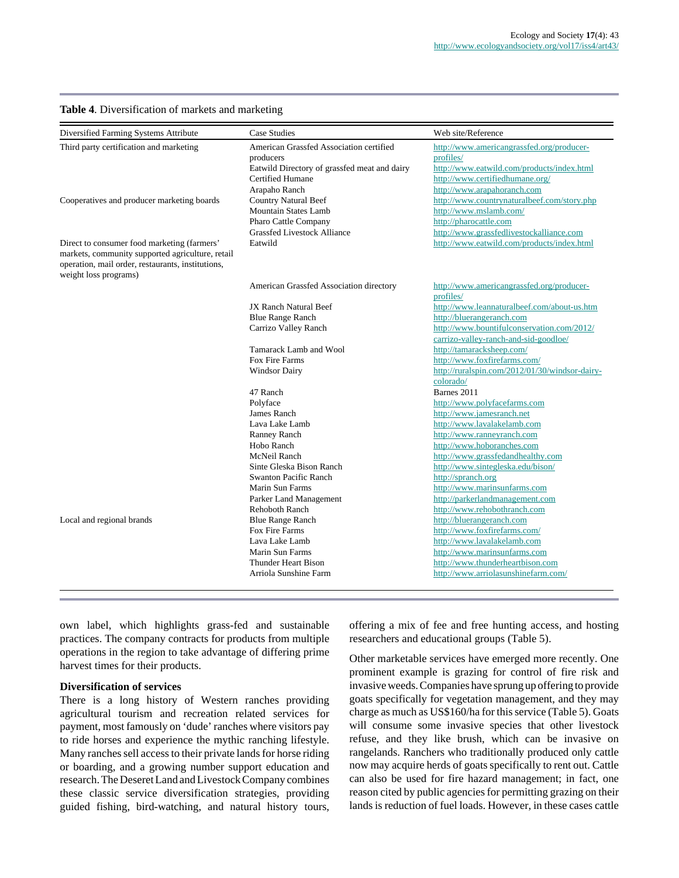**Table 4**. Diversification of markets and marketing

| Diversified Farming Systems Attribute | Case Studies | Web site/Reference |
|---|---|---|
| Third party certification and marketing | American Grassfed Association certified producers | http://www.americangrassfed.org/producer-profiles/ |
| | Eatwild Directory of grassfed meat and dairy | http://www.eatwild.com/products/index.html |
| | Certified Humane | http://www.certifiedhumane.org/ |
| | Arapaho Ranch | http://www.arapahoranch.com |
| Cooperatives and producer marketing boards | Country Natural Beef | http://www.countrynaturalbeef.com/story.php |
| | Mountain States Lamb | http://www.mslamb.com/ |
| | Pharo Cattle Company | http://pharocattle.com |
| | Grassfed Livestock Alliance | http://www.grassfedlivestockalliance.com |
| Direct to consumer food marketing (farmers' markets, community supported agriculture, retail operation, mail order, restaurants, institutions, weight loss programs) | Eatwild | http://www.eatwild.com/products/index.html |
| | American Grassfed Association directory | http://www.americangrassfed.org/producer-profiles/ |
| | JX Ranch Natural Beef | http://www.leannaturalbeef.com/about-us.htm |
| | Blue Range Ranch | http://bluerangeranch.com |
| | Carrizo Valley Ranch | http://www.bountifulconservation.com/2012/carrizo-valley-ranch-and-sid-goodloe/ |
| | Tamarack Lamb and Wool | http://tamaracksheep.com/ |
| | Fox Fire Farms | http://www.foxfirefarms.com/ |
| | Windsor Dairy | http://ruralspin.com/2012/01/30/windsor-dairy-colorado/ |
| | 47 Ranch | Barnes 2011 |
| | Polyface | http://www.polyfacefarms.com |
| | James Ranch | http://www.jamesranch.net |
| | Lava Lake Lamb | http://www.lavalakelamb.com |
| | Ranney Ranch | http://www.ranneyranch.com |
| | Hobo Ranch | http://www.hoboranches.com |
| | McNeil Ranch | http://www.grassfedandhealthy.com |
| | Sinte Gleska Bison Ranch | http://www.sintegleska.edu/bison/ |
| | Swanton Pacific Ranch | http://spranch.org |
| | Marin Sun Farms | http://www.marinsunfarms.com |
| | Parker Land Management | http://parkerlandmanagement.com |
| | Rehoboth Ranch | http://www.rehobothranch.com |
| Local and regional brands | Blue Range Ranch | http://bluerangeranch.com |
| | Fox Fire Farms | http://www.foxfirefarms.com/ |
| | Lava Lake Lamb | http://www.lavalakelamb.com |
| | Marin Sun Farms | http://www.marinsunfarms.com |
| | Thunder Heart Bison | http://www.thunderheartbison.com |
| | Arriola Sunshine Farm | http://www.arriolasunshinefarm.com/ |

own label, which highlights grass-fed and sustainable practices. The company contracts for products from multiple operations in the region to take advantage of differing prime harvest times for their products.

### Diversification of services

There is a long history of Western ranches providing agricultural tourism and recreation related services for payment, most famously on 'dude' ranches where visitors pay to ride horses and experience the mythic ranching lifestyle. Many ranches sell access to their private lands for horse riding or boarding, and a growing number support education and research. The Deseret Land and Livestock Company combines these classic service diversification strategies, providing guided fishing, bird-watching, and natural history tours, offering a mix of fee and free hunting access, and hosting researchers and educational groups (Table 5).

Other marketable services have emerged more recently. One prominent example is grazing for control of fire risk and invasive weeds. Companies have sprung up offering to provide goats specifically for vegetation management, and they may charge as much as US$160/ha for this service (Table 5). Goats will consume some invasive species that other livestock refuse, and they like brush, which can be invasive on rangelands. Ranchers who traditionally produced only cattle now may acquire herds of goats specifically to rent out. Cattle can also be used for fire hazard management; in fact, one reason cited by public agencies for permitting grazing on their lands is reduction of fuel loads. However, in these cases cattle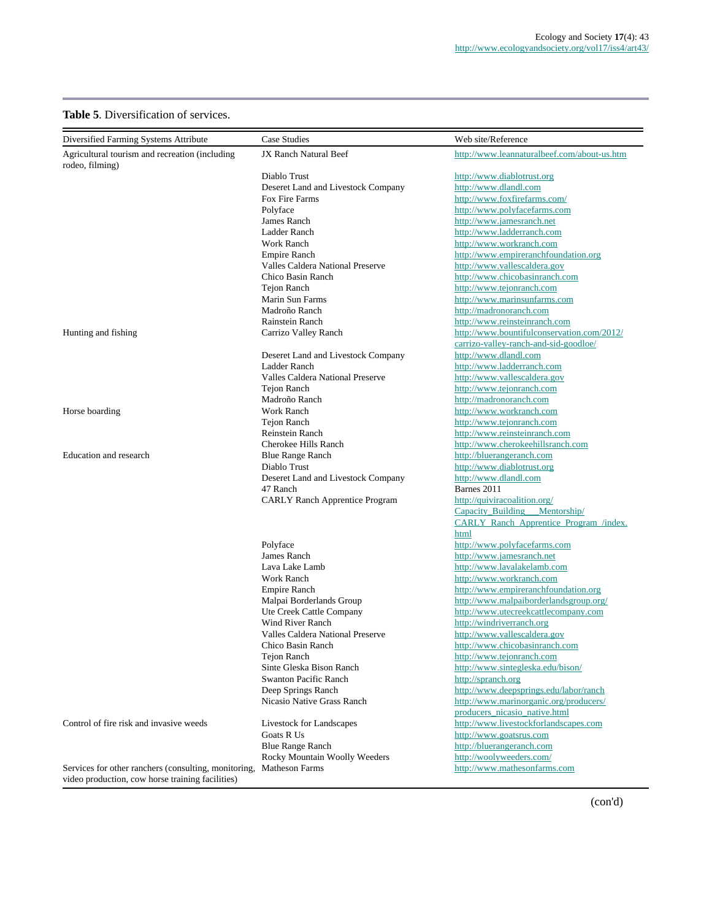**Table 5**. Diversification of services.

| Diversified Farming Systems Attribute | Case Studies | Web site/Reference |
|---|---|---|
| Agricultural tourism and recreation (including rodeo, filming) | JX Ranch Natural Beef | http://www.leannaturalbeef.com/about-us.htm |
| | Diablo Trust | http://www.diablotrust.org |
| | Deseret Land and Livestock Company | http://www.dlandl.com |
| | Fox Fire Farms | http://www.foxfirefarms.com/ |
| | Polyface | http://www.polyfacefarms.com |
| | James Ranch | http://www.jamesranch.net |
| | Ladder Ranch | http://www.ladderranch.com |
| | Work Ranch | http://www.workranch.com |
| | Empire Ranch | http://www.empireranchfoundation.org |
| | Valles Caldera National Preserve | http://www.vallescaldera.gov |
| | Chico Basin Ranch | http://www.chicobasinranch.com |
| | Tejon Ranch | http://www.tejonranch.com |
| | Marin Sun Farms | http://www.marinsunfarms.com |
| | Madroño Ranch | http://madronoranch.com |
| | Rainstein Ranch | http://www.reinsteinranch.com |
| Hunting and fishing | Carrizo Valley Ranch | http://www.bountifulconservation.com/2012/carrizo-valley-ranch-and-sid-goodloe/ |
| | Deseret Land and Livestock Company | http://www.dlandl.com |
| | Ladder Ranch | http://www.ladderranch.com |
| | Valles Caldera National Preserve | http://www.vallescaldera.gov |
| | Tejon Ranch | http://www.tejonranch.com |
| | Madroño Ranch | http://madronoranch.com |
| Horse boarding | Work Ranch | http://www.workranch.com |
| | Tejon Ranch | http://www.tejonranch.com |
| | Reinstein Ranch | http://www.reinsteinranch.com |
| | Cherokee Hills Ranch | http://www.cherokeehillsranch.com |
| Education and research | Blue Range Ranch | http://bluerangeranch.com |
| | Diablo Trust | http://www.diablotrust.org |
| | Deseret Land and Livestock Company | http://www.dlandl.com |
| | 47 Ranch | Barnes 2011 |
| | CARLY Ranch Apprentice Program | http://quiviracoalition.org/Capacity_Building___Mentorship/CARLY_Ranch_Apprentice_Program_/index.html |
| | Polyface | http://www.polyfacefarms.com |
| | James Ranch | http://www.jamesranch.net |
| | Lava Lake Lamb | http://www.lavalakelamb.com |
| | Work Ranch | http://www.workranch.com |
| | Empire Ranch | http://www.empireranchfoundation.org |
| | Malpai Borderlands Group | http://www.malpaiborderlandsgroup.org/ |
| | Ute Creek Cattle Company | http://www.utecreekcattlecompany.com |
| | Wind River Ranch | http://windriverranch.org |
| | Valles Caldera National Preserve | http://www.vallescaldera.gov |
| | Chico Basin Ranch | http://www.chicobasinranch.com |
| | Tejon Ranch | http://www.tejonranch.com |
| | Sinte Gleska Bison Ranch | http://www.sintegleska.edu/bison/ |
| | Swanton Pacific Ranch | http://spranch.org |
| | Deep Springs Ranch | http://www.deepsprings.edu/labor/ranch |
| | Nicasio Native Grass Ranch | http://www.marinorganic.org/producers/producers_nicasio_native.html |
| Control of fire risk and invasive weeds | Livestock for Landscapes | http://www.livestockforlandscapes.com |
| | Goats R Us | http://www.goatsrus.com |
| | Blue Range Ranch | http://bluerangeranch.com |
| | Rocky Mountain Woolly Weeders | http://woolyweeders.com/ |
| Services for other ranchers (consulting, monitoring, video production, cow horse training facilities) | Matheson Farms | http://www.mathesonfarms.com |

(con'd)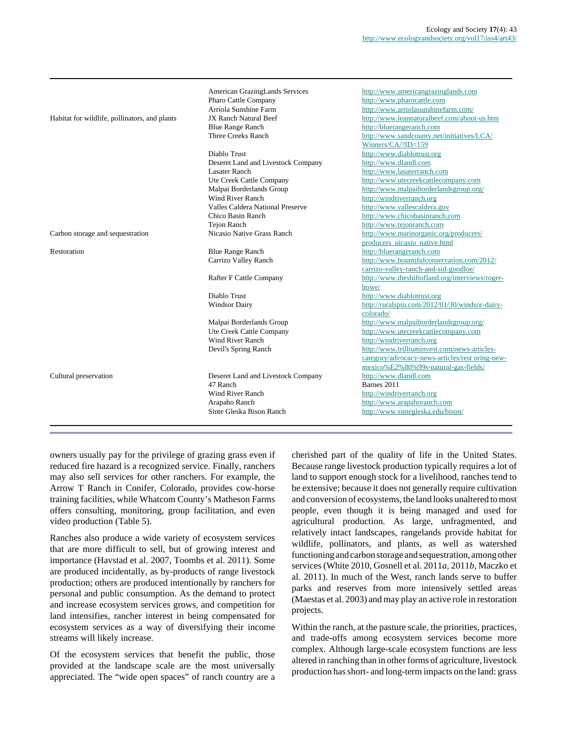| | | |
|---|---|---|
| Habitat for wildlife, pollinators, and plants | American GrazingLands Services | http://www.americangrazinglands.com |
| | Pharo Cattle Company | http://www.pharocattle.com |
| | Arriola Sunshine Farm | http://www.arriolasunshinefarm.com/ |
| | JX Ranch Natural Beef | http://www.leannaturalbeef.com/about-us.htm |
| | Blue Range Ranch | http://bluerangeranch.com |
| | Three Creeks Ranch | http://www.sandcounty.net/initiatives/LCA/Winners/CA/?ID=159 |
| | Diablo Trust | http://www.diablotrust.org |
| | Deseret Land and Livestock Company | http://www.dlandl.com |
| | Lasater Ranch | http://www.lasaterranch.com |
| | Ute Creek Cattle Company | http://www.utecreekcattlecompany.com |
| | Malpai Borderlands Group | http://www.malpaiborderlandsgroup.org/ |
| | Wind River Ranch | http://windriverranch.org |
| | Valles Caldera National Preserve | http://www.vallescaldera.gov |
| | Chico Basin Ranch | http://www.chicobasinranch.com |
| | Tejon Ranch | http://www.tejonranch.com |
| Carbon storage and sequestration | Nicasio Native Grass Ranch | http://www.marinorganic.org/producers/producers_nicasio_native.html |
| Restoration | Blue Range Ranch | http://bluerangeranch.com |
| | Carrizo Valley Ranch | http://www.bountifulconservation.com/2012/carrizo-valley-ranch-and-sid-goodloe/ |
| | Rafter F Cattle Company | http://www.theshiftofland.org/interviews/roger-bowe/ |
| | Diablo Trust | http://www.diablotrust.org |
| | Windsor Dairy | http://ruralspin.com/2012/01/30/windsor-dairy-colorado/ |
| | Malpai Borderlands Group | http://www.malpaiborderlandsgroup.org/ |
| | Ute Creek Cattle Company | http://www.utecreekcattlecompany.com |
| | Wind River Ranch | http://windriverranch.org |
| | Devil's Spring Ranch | http://www.trilliuminvest.com/news-articles-category/advocacy-news-articles/rest oring-new-mexico%E2%80%99s-natural-gas-fields/ |
| Cultural preservation | Deseret Land and Livestock Company | http://www.dlandl.com |
| | 47 Ranch | Barnes 2011 |
| | Wind River Ranch | http://windriverranch.org |
| | Arapaho Ranch | http://www.arapahoranch.com |
| | Sinte Gleska Bison Ranch | http://www.sintegleska.edu/bison/ |

owners usually pay for the privilege of grazing grass even if reduced fire hazard is a recognized service. Finally, ranchers may also sell services for other ranchers. For example, the Arrow T Ranch in Conifer, Colorado, provides cow-horse training facilities, while Whatcom County's Matheson Farms offers consulting, monitoring, group facilitation, and even video production (Table 5).

Ranches also produce a wide variety of ecosystem services that are more difficult to sell, but of growing interest and importance (Havstad et al. 2007, Toombs et al. 2011). Some are produced incidentally, as by-products of range livestock production; others are produced intentionally by ranchers for personal and public consumption. As the demand to protect and increase ecosystem services grows, and competition for land intensifies, rancher interest in being compensated for ecosystem services as a way of diversifying their income streams will likely increase.

Of the ecosystem services that benefit the public, those provided at the landscape scale are the most universally appreciated. The "wide open spaces" of ranch country are a cherished part of the quality of life in the United States. Because range livestock production typically requires a lot of land to support enough stock for a livelihood, ranches tend to be extensive; because it does not generally require cultivation and conversion of ecosystems, the land looks unaltered to most people, even though it is being managed and used for agricultural production. As large, unfragmented, and relatively intact landscapes, rangelands provide habitat for wildlife, pollinators, and plants, as well as watershed functioning and carbon storage and sequestration, among other services (White 2010, Gosnell et al. 2011*a*, 2011*b*, Maczko et al. 2011). In much of the West, ranch lands serve to buffer parks and reserves from more intensively settled areas (Maestas et al. 2003) and may play an active role in restoration projects.

Within the ranch, at the pasture scale, the priorities, practices, and trade-offs among ecosystem services become more complex. Although large-scale ecosystem functions are less altered in ranching than in other forms of agriculture, livestock production has short- and long-term impacts on the land: grass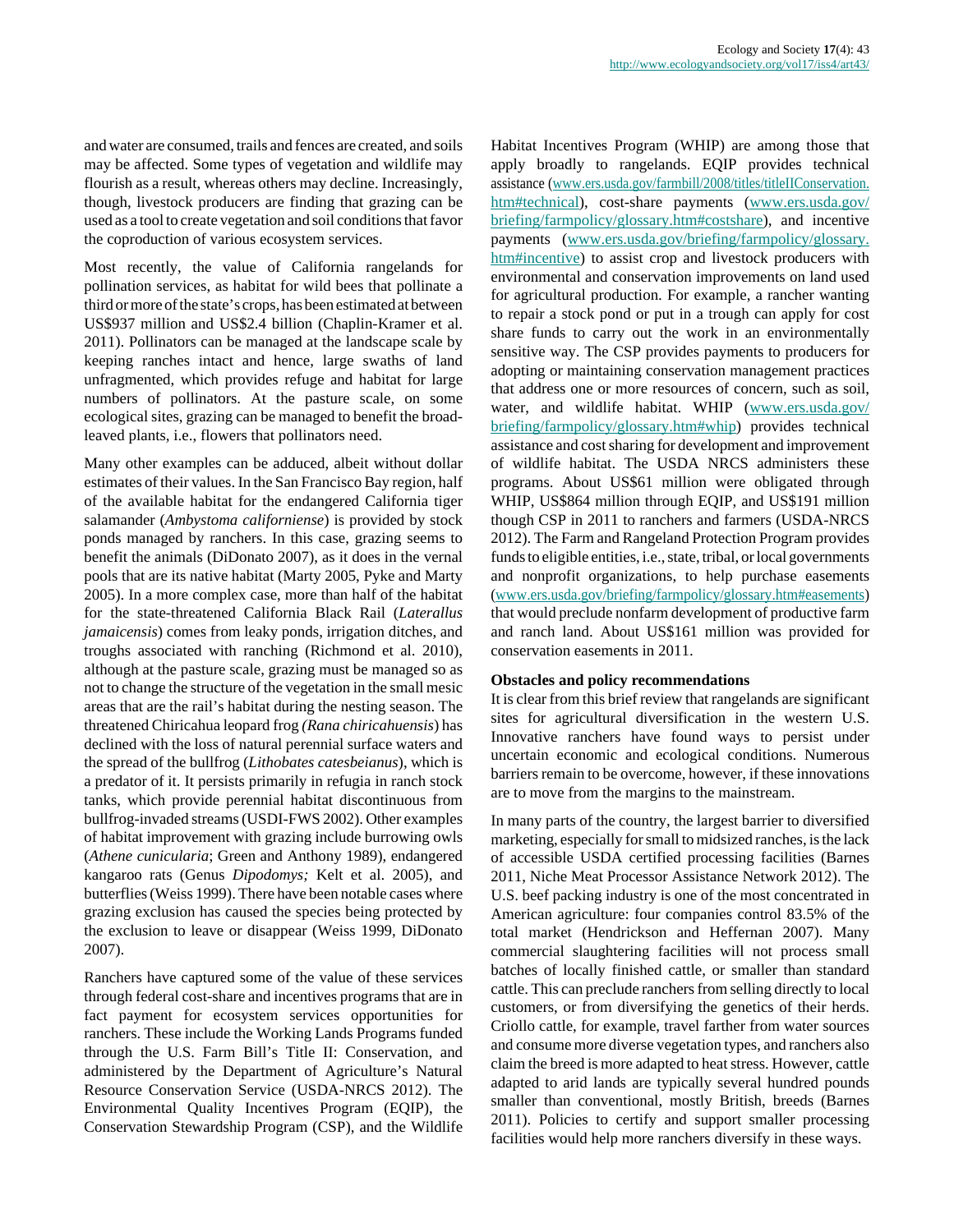and water are consumed, trails and fences are created, and soils may be affected. Some types of vegetation and wildlife may flourish as a result, whereas others may decline. Increasingly, though, livestock producers are finding that grazing can be used as a tool to create vegetation and soil conditions that favor the coproduction of various ecosystem services.

Most recently, the value of California rangelands for pollination services, as habitat for wild bees that pollinate a third or more of the state's crops, has been estimated at between US$937 million and US$2.4 billion (Chaplin-Kramer et al. 2011). Pollinators can be managed at the landscape scale by keeping ranches intact and hence, large swaths of land unfragmented, which provides refuge and habitat for large numbers of pollinators. At the pasture scale, on some ecological sites, grazing can be managed to benefit the broad-leaved plants, i.e., flowers that pollinators need.

Many other examples can be adduced, albeit without dollar estimates of their values. In the San Francisco Bay region, half of the available habitat for the endangered California tiger salamander (*Ambystoma californiense*) is provided by stock ponds managed by ranchers. In this case, grazing seems to benefit the animals (DiDonato 2007), as it does in the vernal pools that are its native habitat (Marty 2005, Pyke and Marty 2005). In a more complex case, more than half of the habitat for the state-threatened California Black Rail (*Laterallus jamaicensis*) comes from leaky ponds, irrigation ditches, and troughs associated with ranching (Richmond et al. 2010), although at the pasture scale, grazing must be managed so as not to change the structure of the vegetation in the small mesic areas that are the rail's habitat during the nesting season. The threatened Chiricahua leopard frog *(Rana chiricahuensis*) has declined with the loss of natural perennial surface waters and the spread of the bullfrog (*Lithobates catesbeianus*), which is a predator of it. It persists primarily in refugia in ranch stock tanks, which provide perennial habitat discontinuous from bullfrog-invaded streams (USDI-FWS 2002). Other examples of habitat improvement with grazing include burrowing owls (*Athene cunicularia*; Green and Anthony 1989), endangered kangaroo rats (Genus *Dipodomys;* Kelt et al. 2005), and butterflies (Weiss 1999). There have been notable cases where grazing exclusion has caused the species being protected by the exclusion to leave or disappear (Weiss 1999, DiDonato 2007).

Ranchers have captured some of the value of these services through federal cost-share and incentives programs that are in fact payment for ecosystem services opportunities for ranchers. These include the Working Lands Programs funded through the U.S. Farm Bill's Title II: Conservation, and administered by the Department of Agriculture's Natural Resource Conservation Service (USDA-NRCS 2012). The Environmental Quality Incentives Program (EQIP), the Conservation Stewardship Program (CSP), and the Wildlife Habitat Incentives Program (WHIP) are among those that apply broadly to rangelands. EQIP provides technical assistance (www.ers.usda.gov/farmbill/2008/titles/titleIIConservation.htm#technical), cost-share payments (www.ers.usda.gov/briefing/farmpolicy/glossary.htm#costshare), and incentive payments (www.ers.usda.gov/briefing/farmpolicy/glossary.htm#incentive) to assist crop and livestock producers with environmental and conservation improvements on land used for agricultural production. For example, a rancher wanting to repair a stock pond or put in a trough can apply for cost share funds to carry out the work in an environmentally sensitive way. The CSP provides payments to producers for adopting or maintaining conservation management practices that address one or more resources of concern, such as soil, water, and wildlife habitat. WHIP (www.ers.usda.gov/briefing/farmpolicy/glossary.htm#whip) provides technical assistance and cost sharing for development and improvement of wildlife habitat. The USDA NRCS administers these programs. About US$61 million were obligated through WHIP, US$864 million through EQIP, and US$191 million though CSP in 2011 to ranchers and farmers (USDA-NRCS 2012). The Farm and Rangeland Protection Program provides funds to eligible entities, i.e., state, tribal, or local governments and nonprofit organizations, to help purchase easements (www.ers.usda.gov/briefing/farmpolicy/glossary.htm#easements) that would preclude nonfarm development of productive farm and ranch land. About US$161 million was provided for conservation easements in 2011.

**Obstacles and policy recommendations**

It is clear from this brief review that rangelands are significant sites for agricultural diversification in the western U.S. Innovative ranchers have found ways to persist under uncertain economic and ecological conditions. Numerous barriers remain to be overcome, however, if these innovations are to move from the margins to the mainstream.

In many parts of the country, the largest barrier to diversified marketing, especially for small to midsized ranches, is the lack of accessible USDA certified processing facilities (Barnes 2011, Niche Meat Processor Assistance Network 2012). The U.S. beef packing industry is one of the most concentrated in American agriculture: four companies control 83.5% of the total market (Hendrickson and Heffernan 2007). Many commercial slaughtering facilities will not process small batches of locally finished cattle, or smaller than standard cattle. This can preclude ranchers from selling directly to local customers, or from diversifying the genetics of their herds. Criollo cattle, for example, travel farther from water sources and consume more diverse vegetation types, and ranchers also claim the breed is more adapted to heat stress. However, cattle adapted to arid lands are typically several hundred pounds smaller than conventional, mostly British, breeds (Barnes 2011). Policies to certify and support smaller processing facilities would help more ranchers diversify in these ways.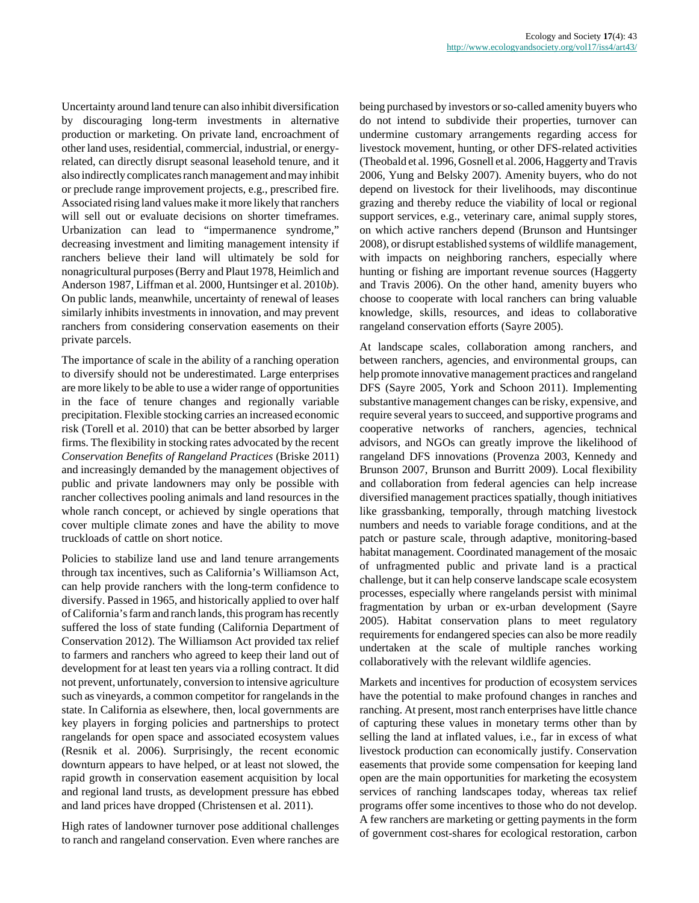Uncertainty around land tenure can also inhibit diversification by discouraging long-term investments in alternative production or marketing. On private land, encroachment of other land uses, residential, commercial, industrial, or energy-related, can directly disrupt seasonal leasehold tenure, and it also indirectly complicates ranch management and may inhibit or preclude range improvement projects, e.g., prescribed fire. Associated rising land values make it more likely that ranchers will sell out or evaluate decisions on shorter timeframes. Urbanization can lead to "impermanence syndrome," decreasing investment and limiting management intensity if ranchers believe their land will ultimately be sold for nonagricultural purposes (Berry and Plaut 1978, Heimlich and Anderson 1987, Liffman et al. 2000, Huntsinger et al. 2010*b*). On public lands, meanwhile, uncertainty of renewal of leases similarly inhibits investments in innovation, and may prevent ranchers from considering conservation easements on their private parcels.

The importance of scale in the ability of a ranching operation to diversify should not be underestimated. Large enterprises are more likely to be able to use a wider range of opportunities in the face of tenure changes and regionally variable precipitation. Flexible stocking carries an increased economic risk (Torell et al. 2010) that can be better absorbed by larger firms. The flexibility in stocking rates advocated by the recent *Conservation Benefits of Rangeland Practices* (Briske 2011) and increasingly demanded by the management objectives of public and private landowners may only be possible with rancher collectives pooling animals and land resources in the whole ranch concept, or achieved by single operations that cover multiple climate zones and have the ability to move truckloads of cattle on short notice.

Policies to stabilize land use and land tenure arrangements through tax incentives, such as California's Williamson Act, can help provide ranchers with the long-term confidence to diversify. Passed in 1965, and historically applied to over half of California's farm and ranch lands, this program has recently suffered the loss of state funding (California Department of Conservation 2012). The Williamson Act provided tax relief to farmers and ranchers who agreed to keep their land out of development for at least ten years via a rolling contract. It did not prevent, unfortunately, conversion to intensive agriculture such as vineyards, a common competitor for rangelands in the state. In California as elsewhere, then, local governments are key players in forging policies and partnerships to protect rangelands for open space and associated ecosystem values (Resnik et al. 2006). Surprisingly, the recent economic downturn appears to have helped, or at least not slowed, the rapid growth in conservation easement acquisition by local and regional land trusts, as development pressure has ebbed and land prices have dropped (Christensen et al. 2011).

High rates of landowner turnover pose additional challenges to ranch and rangeland conservation. Even where ranches are being purchased by investors or so-called amenity buyers who do not intend to subdivide their properties, turnover can undermine customary arrangements regarding access for livestock movement, hunting, or other DFS-related activities (Theobald et al. 1996, Gosnell et al. 2006, Haggerty and Travis 2006, Yung and Belsky 2007). Amenity buyers, who do not depend on livestock for their livelihoods, may discontinue grazing and thereby reduce the viability of local or regional support services, e.g., veterinary care, animal supply stores, on which active ranchers depend (Brunson and Huntsinger 2008), or disrupt established systems of wildlife management, with impacts on neighboring ranchers, especially where hunting or fishing are important revenue sources (Haggerty and Travis 2006). On the other hand, amenity buyers who choose to cooperate with local ranchers can bring valuable knowledge, skills, resources, and ideas to collaborative rangeland conservation efforts (Sayre 2005).

At landscape scales, collaboration among ranchers, and between ranchers, agencies, and environmental groups, can help promote innovative management practices and rangeland DFS (Sayre 2005, York and Schoon 2011). Implementing substantive management changes can be risky, expensive, and require several years to succeed, and supportive programs and cooperative networks of ranchers, agencies, technical advisors, and NGOs can greatly improve the likelihood of rangeland DFS innovations (Provenza 2003, Kennedy and Brunson 2007, Brunson and Burritt 2009). Local flexibility and collaboration from federal agencies can help increase diversified management practices spatially, though initiatives like grassbanking, temporally, through matching livestock numbers and needs to variable forage conditions, and at the patch or pasture scale, through adaptive, monitoring-based habitat management. Coordinated management of the mosaic of unfragmented public and private land is a practical challenge, but it can help conserve landscape scale ecosystem processes, especially where rangelands persist with minimal fragmentation by urban or ex-urban development (Sayre 2005). Habitat conservation plans to meet regulatory requirements for endangered species can also be more readily undertaken at the scale of multiple ranches working collaboratively with the relevant wildlife agencies.

Markets and incentives for production of ecosystem services have the potential to make profound changes in ranches and ranching. At present, most ranch enterprises have little chance of capturing these values in monetary terms other than by selling the land at inflated values, i.e., far in excess of what livestock production can economically justify. Conservation easements that provide some compensation for keeping land open are the main opportunities for marketing the ecosystem services of ranching landscapes today, whereas tax relief programs offer some incentives to those who do not develop. A few ranchers are marketing or getting payments in the form of government cost-shares for ecological restoration, carbon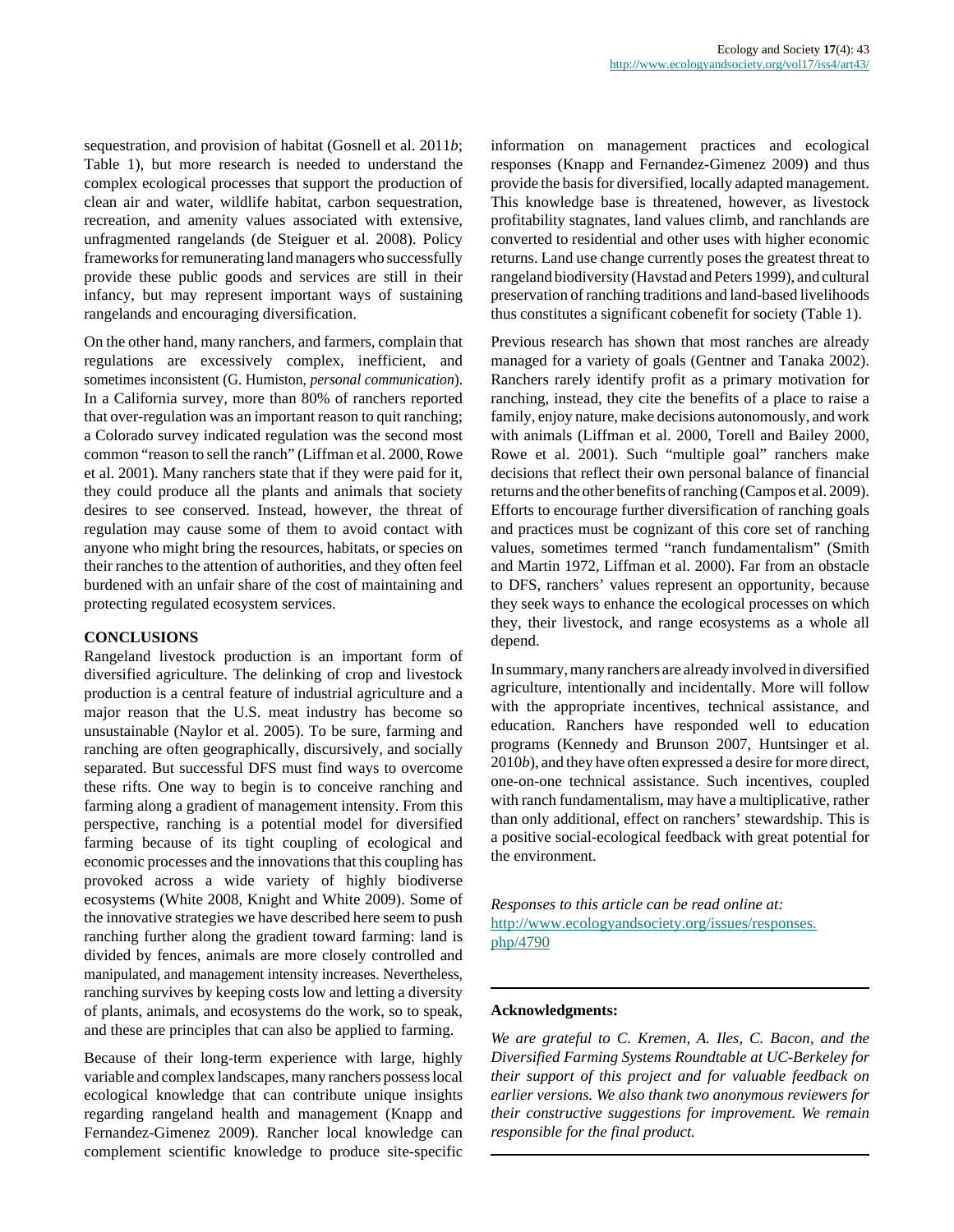sequestration, and provision of habitat (Gosnell et al. 2011*b*; Table 1), but more research is needed to understand the complex ecological processes that support the production of clean air and water, wildlife habitat, carbon sequestration, recreation, and amenity values associated with extensive, unfragmented rangelands (de Steiguer et al. 2008). Policy frameworks for remunerating land managers who successfully provide these public goods and services are still in their infancy, but may represent important ways of sustaining rangelands and encouraging diversification.

On the other hand, many ranchers, and farmers, complain that regulations are excessively complex, inefficient, and sometimes inconsistent (G. Humiston, *personal communication*). In a California survey, more than 80% of ranchers reported that over-regulation was an important reason to quit ranching; a Colorado survey indicated regulation was the second most common "reason to sell the ranch" (Liffman et al. 2000, Rowe et al. 2001). Many ranchers state that if they were paid for it, they could produce all the plants and animals that society desires to see conserved. Instead, however, the threat of regulation may cause some of them to avoid contact with anyone who might bring the resources, habitats, or species on their ranches to the attention of authorities, and they often feel burdened with an unfair share of the cost of maintaining and protecting regulated ecosystem services.

## CONCLUSIONS

Rangeland livestock production is an important form of diversified agriculture. The delinking of crop and livestock production is a central feature of industrial agriculture and a major reason that the U.S. meat industry has become so unsustainable (Naylor et al. 2005). To be sure, farming and ranching are often geographically, discursively, and socially separated. But successful DFS must find ways to overcome these rifts. One way to begin is to conceive ranching and farming along a gradient of management intensity. From this perspective, ranching is a potential model for diversified farming because of its tight coupling of ecological and economic processes and the innovations that this coupling has provoked across a wide variety of highly biodiverse ecosystems (White 2008, Knight and White 2009). Some of the innovative strategies we have described here seem to push ranching further along the gradient toward farming: land is divided by fences, animals are more closely controlled and manipulated, and management intensity increases. Nevertheless, ranching survives by keeping costs low and letting a diversity of plants, animals, and ecosystems do the work, so to speak, and these are principles that can also be applied to farming.

Because of their long-term experience with large, highly variable and complex landscapes, many ranchers possess local ecological knowledge that can contribute unique insights regarding rangeland health and management (Knapp and Fernandez-Gimenez 2009). Rancher local knowledge can complement scientific knowledge to produce site-specific information on management practices and ecological responses (Knapp and Fernandez-Gimenez 2009) and thus provide the basis for diversified, locally adapted management. This knowledge base is threatened, however, as livestock profitability stagnates, land values climb, and ranchlands are converted to residential and other uses with higher economic returns. Land use change currently poses the greatest threat to rangeland biodiversity (Havstad and Peters 1999), and cultural preservation of ranching traditions and land-based livelihoods thus constitutes a significant cobenefit for society (Table 1).

Previous research has shown that most ranches are already managed for a variety of goals (Gentner and Tanaka 2002). Ranchers rarely identify profit as a primary motivation for ranching, instead, they cite the benefits of a place to raise a family, enjoy nature, make decisions autonomously, and work with animals (Liffman et al. 2000, Torell and Bailey 2000, Rowe et al. 2001). Such "multiple goal" ranchers make decisions that reflect their own personal balance of financial returns and the other benefits of ranching (Campos et al. 2009). Efforts to encourage further diversification of ranching goals and practices must be cognizant of this core set of ranching values, sometimes termed "ranch fundamentalism" (Smith and Martin 1972, Liffman et al. 2000). Far from an obstacle to DFS, ranchers' values represent an opportunity, because they seek ways to enhance the ecological processes on which they, their livestock, and range ecosystems as a whole all depend.

In summary, many ranchers are already involved in diversified agriculture, intentionally and incidentally. More will follow with the appropriate incentives, technical assistance, and education. Ranchers have responded well to education programs (Kennedy and Brunson 2007, Huntsinger et al. 2010*b*), and they have often expressed a desire for more direct, one-on-one technical assistance. Such incentives, coupled with ranch fundamentalism, may have a multiplicative, rather than only additional, effect on ranchers' stewardship. This is a positive social-ecological feedback with great potential for the environment.

*Responses to this article can be read online at:*
http://www.ecologyandsociety.org/issues/responses.php/4790

---

### Acknowledgments:

*We are grateful to C. Kremen, A. Iles, C. Bacon, and the Diversified Farming Systems Roundtable at UC-Berkeley for their support of this project and for valuable feedback on earlier versions. We also thank two anonymous reviewers for their constructive suggestions for improvement. We remain responsible for the final product.*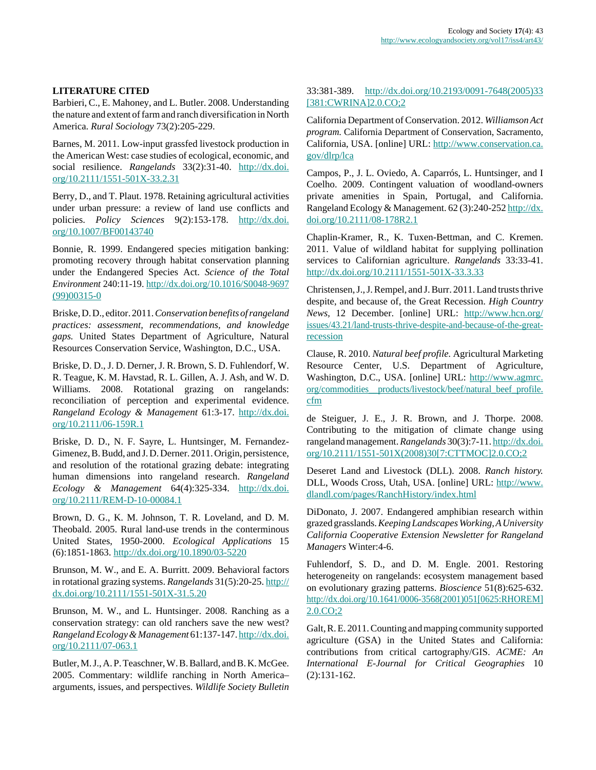## LITERATURE CITED

Barbieri, C., E. Mahoney, and L. Butler. 2008. Understanding the nature and extent of farm and ranch diversification in North America. *Rural Sociology* 73(2):205-229.

Barnes, M. 2011. Low-input grassfed livestock production in the American West: case studies of ecological, economic, and social resilience. *Rangelands* 33(2):31-40. http://dx.doi.org/10.2111/1551-501X-33.2.31

Berry, D., and T. Plaut. 1978. Retaining agricultural activities under urban pressure: a review of land use conflicts and policies. *Policy Sciences* 9(2):153-178. http://dx.doi.org/10.1007/BF00143740

Bonnie, R. 1999. Endangered species mitigation banking: promoting recovery through habitat conservation planning under the Endangered Species Act. *Science of the Total Environment* 240:11-19. http://dx.doi.org/10.1016/S0048-9697(99)00315-0

Briske, D. D., editor. 2011. *Conservation benefits of rangeland practices: assessment, recommendations, and knowledge gaps.* United States Department of Agriculture, Natural Resources Conservation Service, Washington, D.C., USA.

Briske, D. D., J. D. Derner, J. R. Brown, S. D. Fuhlendorf, W. R. Teague, K. M. Havstad, R. L. Gillen, A. J. Ash, and W. D. Williams. 2008. Rotational grazing on rangelands: reconciliation of perception and experimental evidence. *Rangeland Ecology & Management* 61:3-17. http://dx.doi.org/10.2111/06-159R.1

Briske, D. D., N. F. Sayre, L. Huntsinger, M. Fernandez-Gimenez, B. Budd, and J. D. Derner. 2011. Origin, persistence, and resolution of the rotational grazing debate: integrating human dimensions into rangeland research. *Rangeland Ecology & Management* 64(4):325-334. http://dx.doi.org/10.2111/REM-D-10-00084.1

Brown, D. G., K. M. Johnson, T. R. Loveland, and D. M. Theobald. 2005. Rural land-use trends in the conterminous United States, 1950-2000. *Ecological Applications* 15 (6):1851-1863. http://dx.doi.org/10.1890/03-5220

Brunson, M. W., and E. A. Burritt. 2009. Behavioral factors in rotational grazing systems. *Rangelands* 31(5):20-25. http://dx.doi.org/10.2111/1551-501X-31.5.20

Brunson, M. W., and L. Huntsinger. 2008. Ranching as a conservation strategy: can old ranchers save the new west? *Rangeland Ecology & Management* 61:137-147. http://dx.doi.org/10.2111/07-063.1

Butler, M. J., A. P. Teaschner, W. B. Ballard, and B. K. McGee. 2005. Commentary: wildlife ranching in North America– arguments, issues, and perspectives. *Wildlife Society Bulletin* 33:381-389. http://dx.doi.org/10.2193/0091-7648(2005)33[381:CWRINA]2.0.CO;2

California Department of Conservation. 2012. *Williamson Act program.* California Department of Conservation, Sacramento, California, USA. [online] URL: http://www.conservation.ca.gov/dlrp/lca

Campos, P., J. L. Oviedo, A. Caparrós, L. Huntsinger, and I Coelho. 2009. Contingent valuation of woodland-owners private amenities in Spain, Portugal, and California. Rangeland Ecology & Management. 62 (3):240-252 http://dx.doi.org/10.2111/08-178R2.1

Chaplin-Kramer, R., K. Tuxen-Bettman, and C. Kremen. 2011. Value of wildland habitat for supplying pollination services to Californian agriculture. *Rangelands* 33:33-41. http://dx.doi.org/10.2111/1551-501X-33.3.33

Christensen, J., J. Rempel, and J. Burr. 2011. Land trusts thrive despite, and because of, the Great Recession. *High Country News*, 12 December. [online] URL: http://www.hcn.org/issues/43.21/land-trusts-thrive-despite-and-because-of-the-great-recession

Clause, R. 2010. *Natural beef profile.* Agricultural Marketing Resource Center, U.S. Department of Agriculture, Washington, D.C., USA. [online] URL: http://www.agmrc.org/commodities__products/livestock/beef/natural_beef_profile.cfm

de Steiguer, J. E., J. R. Brown, and J. Thorpe. 2008. Contributing to the mitigation of climate change using rangeland management. *Rangelands* 30(3):7-11. http://dx.doi.org/10.2111/1551-501X(2008)30[7:CTTMOC]2.0.CO;2

Deseret Land and Livestock (DLL). 2008. *Ranch history.* DLL, Woods Cross, Utah, USA. [online] URL: http://www.dlandl.com/pages/RanchHistory/index.html

DiDonato, J. 2007. Endangered amphibian research within grazed grasslands. *Keeping Landscapes Working, A University California Cooperative Extension Newsletter for Rangeland Managers* Winter:4-6.

Fuhlendorf, S. D., and D. M. Engle. 2001. Restoring heterogeneity on rangelands: ecosystem management based on evolutionary grazing patterns. *Bioscience* 51(8):625-632. http://dx.doi.org/10.1641/0006-3568(2001)051[0625:RHOREM]2.0.CO;2

Galt, R. E. 2011. Counting and mapping community supported agriculture (GSA) in the United States and California: contributions from critical cartography/GIS. *ACME: An International E-Journal for Critical Geographies* 10 (2):131-162.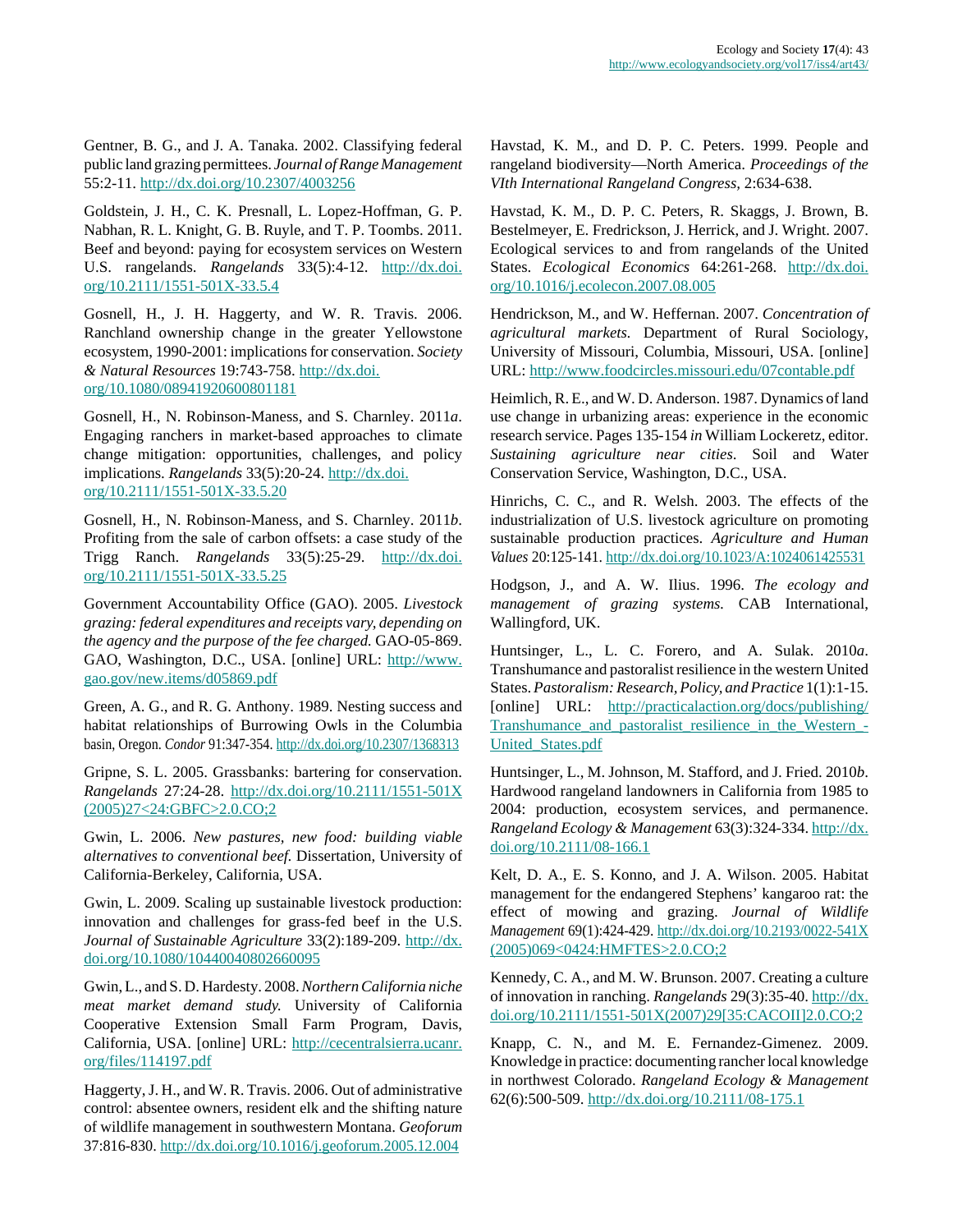Gentner, B. G., and J. A. Tanaka. 2002. Classifying federal public land grazing permittees. *Journal of Range Management* 55:2-11. http://dx.doi.org/10.2307/4003256

Goldstein, J. H., C. K. Presnall, L. Lopez-Hoffman, G. P. Nabhan, R. L. Knight, G. B. Ruyle, and T. P. Toombs. 2011. Beef and beyond: paying for ecosystem services on Western U.S. rangelands. *Rangelands* 33(5):4-12. http://dx.doi.org/10.2111/1551-501X-33.5.4

Gosnell, H., J. H. Haggerty, and W. R. Travis. 2006. Ranchland ownership change in the greater Yellowstone ecosystem, 1990-2001: implications for conservation. *Society & Natural Resources* 19:743-758. http://dx.doi.org/10.1080/08941920600801181

Gosnell, H., N. Robinson-Maness, and S. Charnley. 2011*a*. Engaging ranchers in market-based approaches to climate change mitigation: opportunities, challenges, and policy implications. *Rangelands* 33(5):20-24. http://dx.doi.org/10.2111/1551-501X-33.5.20

Gosnell, H., N. Robinson-Maness, and S. Charnley. 2011*b*. Profiting from the sale of carbon offsets: a case study of the Trigg Ranch. *Rangelands* 33(5):25-29. http://dx.doi.org/10.2111/1551-501X-33.5.25

Government Accountability Office (GAO). 2005. *Livestock grazing: federal expenditures and receipts vary, depending on the agency and the purpose of the fee charged.* GAO-05-869. GAO, Washington, D.C., USA. [online] URL: http://www.gao.gov/new.items/d05869.pdf

Green, A. G., and R. G. Anthony. 1989. Nesting success and habitat relationships of Burrowing Owls in the Columbia basin, Oregon. *Condor* 91:347-354. http://dx.doi.org/10.2307/1368313

Gripne, S. L. 2005. Grassbanks: bartering for conservation. *Rangelands* 27:24-28. http://dx.doi.org/10.2111/1551-501X(2005)27<24:GBFC>2.0.CO;2

Gwin, L. 2006. *New pastures, new food: building viable alternatives to conventional beef.* Dissertation, University of California-Berkeley, California, USA.

Gwin, L. 2009. Scaling up sustainable livestock production: innovation and challenges for grass-fed beef in the U.S. *Journal of Sustainable Agriculture* 33(2):189-209. http://dx.doi.org/10.1080/10440040802660095

Gwin, L., and S. D. Hardesty. 2008. *Northern California niche meat market demand study.* University of California Cooperative Extension Small Farm Program, Davis, California, USA. [online] URL: http://cecentralsierra.ucanr.org/files/114197.pdf

Haggerty, J. H., and W. R. Travis. 2006. Out of administrative control: absentee owners, resident elk and the shifting nature of wildlife management in southwestern Montana. *Geoforum* 37:816-830. http://dx.doi.org/10.1016/j.geoforum.2005.12.004

Havstad, K. M., and D. P. C. Peters. 1999. People and rangeland biodiversity—North America. *Proceedings of the VIth International Rangeland Congress,* 2:634-638.

Havstad, K. M., D. P. C. Peters, R. Skaggs, J. Brown, B. Bestelmeyer, E. Fredrickson, J. Herrick, and J. Wright. 2007. Ecological services to and from rangelands of the United States. *Ecological Economics* 64:261-268. http://dx.doi.org/10.1016/j.ecolecon.2007.08.005

Hendrickson, M., and W. Heffernan. 2007. *Concentration of agricultural markets.* Department of Rural Sociology, University of Missouri, Columbia, Missouri, USA. [online] URL: http://www.foodcircles.missouri.edu/07contable.pdf

Heimlich, R. E., and W. D. Anderson. 1987. Dynamics of land use change in urbanizing areas: experience in the economic research service. Pages 135-154 *in* William Lockeretz, editor. *Sustaining agriculture near cities.* Soil and Water Conservation Service, Washington, D.C., USA.

Hinrichs, C. C., and R. Welsh. 2003. The effects of the industrialization of U.S. livestock agriculture on promoting sustainable production practices. *Agriculture and Human Values* 20:125-141. http://dx.doi.org/10.1023/A:1024061425531

Hodgson, J., and A. W. Ilius. 1996. *The ecology and management of grazing systems.* CAB International, Wallingford, UK.

Huntsinger, L., L. C. Forero, and A. Sulak. 2010*a*. Transhumance and pastoralist resilience in the western United States. *Pastoralism: Research, Policy, and Practice* 1(1):1-15. [online] URL: http://practicalaction.org/docs/publishing/Transhumance_and_pastoralist_resilience_in_the_Western_-United_States.pdf

Huntsinger, L., M. Johnson, M. Stafford, and J. Fried. 2010*b*. Hardwood rangeland landowners in California from 1985 to 2004: production, ecosystem services, and permanence. *Rangeland Ecology & Management* 63(3):324-334. http://dx.doi.org/10.2111/08-166.1

Kelt, D. A., E. S. Konno, and J. A. Wilson. 2005. Habitat management for the endangered Stephens' kangaroo rat: the effect of mowing and grazing. *Journal of Wildlife Management* 69(1):424-429. http://dx.doi.org/10.2193/0022-541X(2005)069<0424:HMFTES>2.0.CO;2

Kennedy, C. A., and M. W. Brunson. 2007. Creating a culture of innovation in ranching. *Rangelands* 29(3):35-40. http://dx.doi.org/10.2111/1551-501X(2007)29[35:CACOII]2.0.CO;2

Knapp, C. N., and M. E. Fernandez-Gimenez. 2009. Knowledge in practice: documenting rancher local knowledge in northwest Colorado. *Rangeland Ecology & Management* 62(6):500-509. http://dx.doi.org/10.2111/08-175.1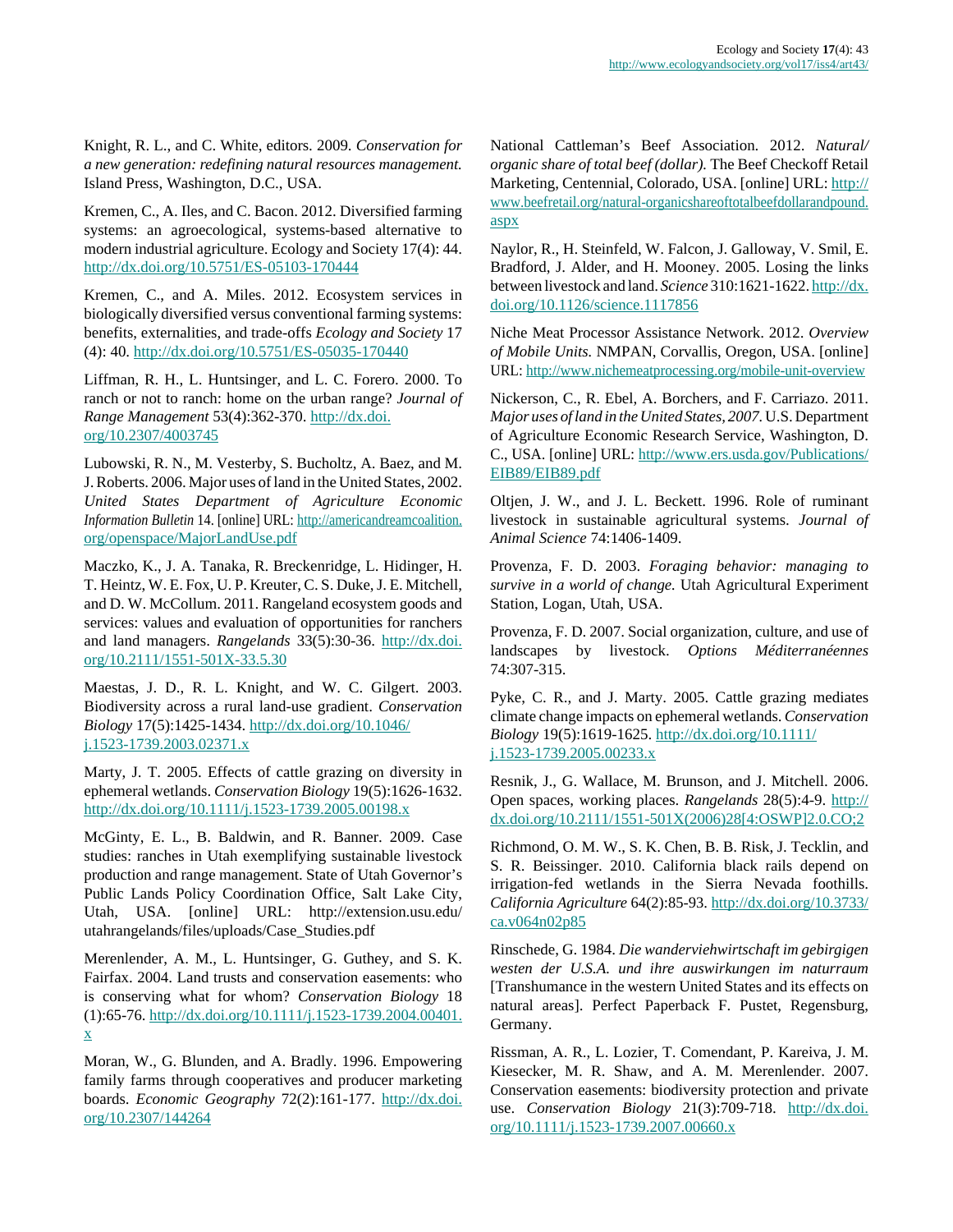Knight, R. L., and C. White, editors. 2009. *Conservation for a new generation: redefining natural resources management.* Island Press, Washington, D.C., USA.

Kremen, C., A. Iles, and C. Bacon. 2012. Diversified farming systems: an agroecological, systems-based alternative to modern industrial agriculture. Ecology and Society 17(4): 44. http://dx.doi.org/10.5751/ES-05103-170444

Kremen, C., and A. Miles. 2012. Ecosystem services in biologically diversified versus conventional farming systems: benefits, externalities, and trade-offs *Ecology and Society* 17 (4): 40. http://dx.doi.org/10.5751/ES-05035-170440

Liffman, R. H., L. Huntsinger, and L. C. Forero. 2000. To ranch or not to ranch: home on the urban range? *Journal of Range Management* 53(4):362-370. http://dx.doi.org/10.2307/4003745

Lubowski, R. N., M. Vesterby, S. Bucholtz, A. Baez, and M. J. Roberts. 2006. Major uses of land in the United States, 2002. *United States Department of Agriculture Economic Information Bulletin* 14. [online] URL: http://americandreamcoalition.org/openspace/MajorLandUse.pdf

Maczko, K., J. A. Tanaka, R. Breckenridge, L. Hidinger, H. T. Heintz, W. E. Fox, U. P. Kreuter, C. S. Duke, J. E. Mitchell, and D. W. McCollum. 2011. Rangeland ecosystem goods and services: values and evaluation of opportunities for ranchers and land managers. *Rangelands* 33(5):30-36. http://dx.doi.org/10.2111/1551-501X-33.5.30

Maestas, J. D., R. L. Knight, and W. C. Gilgert. 2003. Biodiversity across a rural land-use gradient. *Conservation Biology* 17(5):1425-1434. http://dx.doi.org/10.1046/j.1523-1739.2003.02371.x

Marty, J. T. 2005. Effects of cattle grazing on diversity in ephemeral wetlands. *Conservation Biology* 19(5):1626-1632. http://dx.doi.org/10.1111/j.1523-1739.2005.00198.x

McGinty, E. L., B. Baldwin, and R. Banner. 2009. Case studies: ranches in Utah exemplifying sustainable livestock production and range management. State of Utah Governor's Public Lands Policy Coordination Office, Salt Lake City, Utah, USA. [online] URL: http://extension.usu.edu/utahrangelands/files/uploads/Case_Studies.pdf

Merenlender, A. M., L. Huntsinger, G. Guthey, and S. K. Fairfax. 2004. Land trusts and conservation easements: who is conserving what for whom? *Conservation Biology* 18 (1):65-76. http://dx.doi.org/10.1111/j.1523-1739.2004.00401.x

Moran, W., G. Blunden, and A. Bradly. 1996. Empowering family farms through cooperatives and producer marketing boards. *Economic Geography* 72(2):161-177. http://dx.doi.org/10.2307/144264

National Cattleman's Beef Association. 2012. *Natural/organic share of total beef (dollar).* The Beef Checkoff Retail Marketing, Centennial, Colorado, USA. [online] URL: http://www.beefretail.org/natural-organicshareoftotalbeefdollarandpound.aspx

Naylor, R., H. Steinfeld, W. Falcon, J. Galloway, V. Smil, E. Bradford, J. Alder, and H. Mooney. 2005. Losing the links between livestock and land. *Science* 310:1621-1622. http://dx.doi.org/10.1126/science.1117856

Niche Meat Processor Assistance Network. 2012. *Overview of Mobile Units.* NMPAN, Corvallis, Oregon, USA. [online] URL: http://www.nichemeatprocessing.org/mobile-unit-overview

Nickerson, C., R. Ebel, A. Borchers, and F. Carriazo. 2011. *Major uses of land in the United States, 2007.* U.S. Department of Agriculture Economic Research Service, Washington, D. C., USA. [online] URL: http://www.ers.usda.gov/Publications/EIB89/EIB89.pdf

Oltjen, J. W., and J. L. Beckett. 1996. Role of ruminant livestock in sustainable agricultural systems. *Journal of Animal Science* 74:1406-1409.

Provenza, F. D. 2003. *Foraging behavior: managing to survive in a world of change.* Utah Agricultural Experiment Station, Logan, Utah, USA.

Provenza, F. D. 2007. Social organization, culture, and use of landscapes by livestock. *Options Méditerranéennes* 74:307-315.

Pyke, C. R., and J. Marty. 2005. Cattle grazing mediates climate change impacts on ephemeral wetlands. *Conservation Biology* 19(5):1619-1625. http://dx.doi.org/10.1111/j.1523-1739.2005.00233.x

Resnik, J., G. Wallace, M. Brunson, and J. Mitchell. 2006. Open spaces, working places. *Rangelands* 28(5):4-9. http://dx.doi.org/10.2111/1551-501X(2006)28[4:OSWP]2.0.CO;2

Richmond, O. M. W., S. K. Chen, B. B. Risk, J. Tecklin, and S. R. Beissinger. 2010. California black rails depend on irrigation-fed wetlands in the Sierra Nevada foothills. *California Agriculture* 64(2):85-93. http://dx.doi.org/10.3733/ca.v064n02p85

Rinschede, G. 1984. *Die wanderviehwirtschaft im gebirgigen westen der U.S.A. und ihre auswirkungen im naturraum* [Transhumance in the western United States and its effects on natural areas]. Perfect Paperback F. Pustet, Regensburg, Germany.

Rissman, A. R., L. Lozier, T. Comendant, P. Kareiva, J. M. Kiesecker, M. R. Shaw, and A. M. Merenlender. 2007. Conservation easements: biodiversity protection and private use. *Conservation Biology* 21(3):709-718. http://dx.doi.org/10.1111/j.1523-1739.2007.00660.x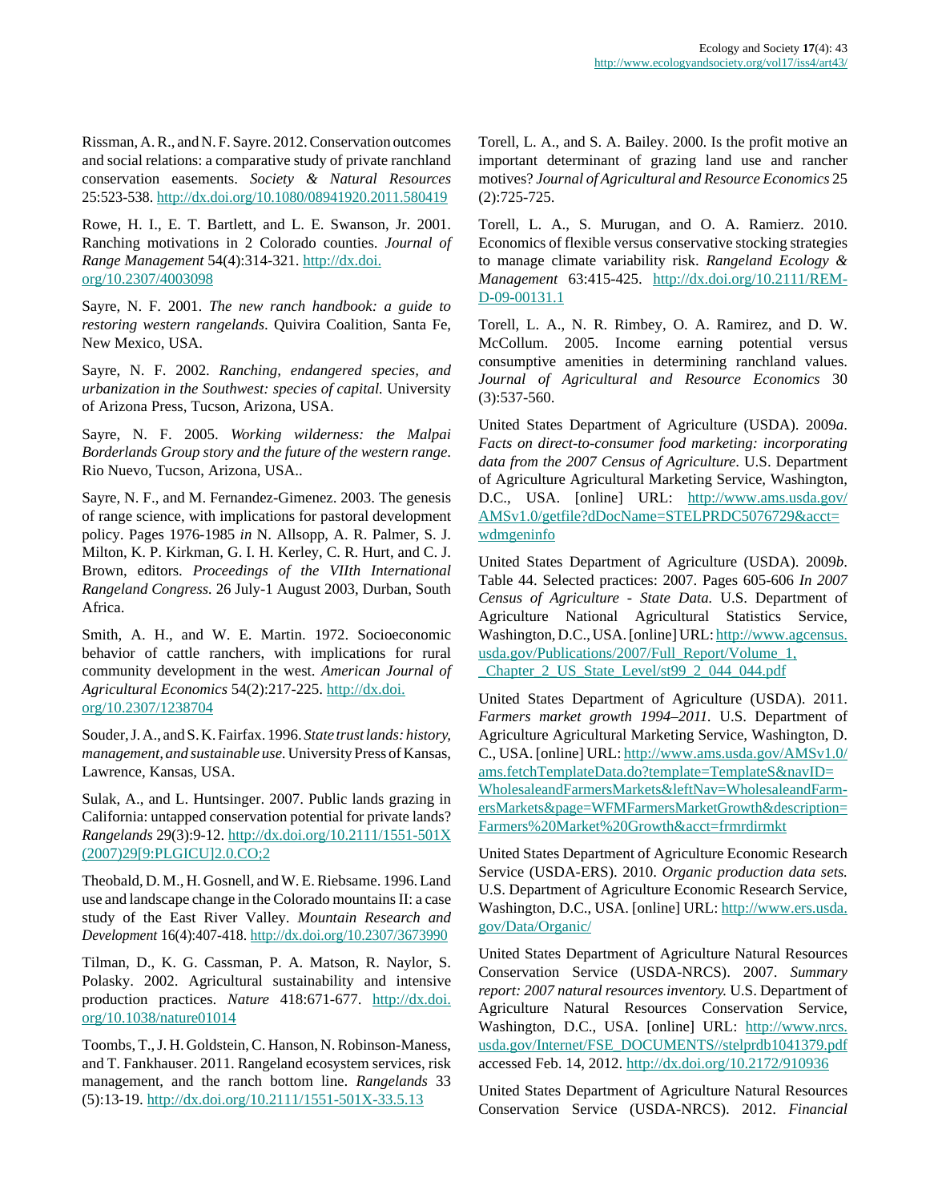Rissman, A. R., and N. F. Sayre. 2012. Conservation outcomes and social relations: a comparative study of private ranchland conservation easements. *Society & Natural Resources* 25:523-538. http://dx.doi.org/10.1080/08941920.2011.580419

Rowe, H. I., E. T. Bartlett, and L. E. Swanson, Jr. 2001. Ranching motivations in 2 Colorado counties. *Journal of Range Management* 54(4):314-321. http://dx.doi.org/10.2307/4003098

Sayre, N. F. 2001. *The new ranch handbook: a guide to restoring western rangelands*. Quivira Coalition, Santa Fe, New Mexico, USA.

Sayre, N. F. 2002. *Ranching, endangered species, and urbanization in the Southwest: species of capital.* University of Arizona Press, Tucson, Arizona, USA.

Sayre, N. F. 2005. *Working wilderness: the Malpai Borderlands Group story and the future of the western range*. Rio Nuevo, Tucson, Arizona, USA..

Sayre, N. F., and M. Fernandez-Gimenez. 2003. The genesis of range science, with implications for pastoral development policy. Pages 1976-1985 *in* N. Allsopp, A. R. Palmer, S. J. Milton, K. P. Kirkman, G. I. H. Kerley, C. R. Hurt, and C. J. Brown, editors. *Proceedings of the VIIth International Rangeland Congress.* 26 July-1 August 2003, Durban, South Africa.

Smith, A. H., and W. E. Martin. 1972. Socioeconomic behavior of cattle ranchers, with implications for rural community development in the west. *American Journal of Agricultural Economics* 54(2):217-225. http://dx.doi.org/10.2307/1238704

Souder, J. A., and S. K. Fairfax. 1996. *State trust lands: history, management, and sustainable use.* University Press of Kansas, Lawrence, Kansas, USA.

Sulak, A., and L. Huntsinger. 2007. Public lands grazing in California: untapped conservation potential for private lands? *Rangelands* 29(3):9-12. http://dx.doi.org/10.2111/1551-501X(2007)29[9:PLGICU]2.0.CO;2

Theobald, D. M., H. Gosnell, and W. E. Riebsame. 1996. Land use and landscape change in the Colorado mountains II: a case study of the East River Valley. *Mountain Research and Development* 16(4):407-418. http://dx.doi.org/10.2307/3673990

Tilman, D., K. G. Cassman, P. A. Matson, R. Naylor, S. Polasky. 2002. Agricultural sustainability and intensive production practices. *Nature* 418:671-677. http://dx.doi.org/10.1038/nature01014

Toombs, T., J. H. Goldstein, C. Hanson, N. Robinson-Maness, and T. Fankhauser. 2011. Rangeland ecosystem services, risk management, and the ranch bottom line. *Rangelands* 33(5):13-19. http://dx.doi.org/10.2111/1551-501X-33.5.13

Torell, L. A., and S. A. Bailey. 2000. Is the profit motive an important determinant of grazing land use and rancher motives? *Journal of Agricultural and Resource Economics* 25(2):725-725.

Torell, L. A., S. Murugan, and O. A. Ramierz. 2010. Economics of flexible versus conservative stocking strategies to manage climate variability risk. *Rangeland Ecology & Management* 63:415-425. http://dx.doi.org/10.2111/REM-D-09-00131.1

Torell, L. A., N. R. Rimbey, O. A. Ramirez, and D. W. McCollum. 2005. Income earning potential versus consumptive amenities in determining ranchland values. *Journal of Agricultural and Resource Economics* 30(3):537-560.

United States Department of Agriculture (USDA). 2009*a*. *Facts on direct-to-consumer food marketing: incorporating data from the 2007 Census of Agriculture*. U.S. Department of Agriculture Agricultural Marketing Service, Washington, D.C., USA. [online] URL: http://www.ams.usda.gov/AMSv1.0/getfile?dDocName=STELPRDC5076729&acct=wdmgeninfo

United States Department of Agriculture (USDA). 2009*b*. Table 44. Selected practices: 2007. Pages 605-606 *In 2007 Census of Agriculture - State Data.* U.S. Department of Agriculture National Agricultural Statistics Service, Washington, D.C., USA. [online] URL: http://www.agcensus.usda.gov/Publications/2007/Full_Report/Volume_1,_Chapter_2_US_State_Level/st99_2_044_044.pdf

United States Department of Agriculture (USDA). 2011. *Farmers market growth 1994–2011.* U.S. Department of Agriculture Agricultural Marketing Service, Washington, D.C., USA. [online] URL: http://www.ams.usda.gov/AMSv1.0/ams.fetchTemplateData.do?template=TemplateS&navID=WholesaleandFarmersMarkets&leftNav=WholesaleandFarmersMarkets&page=WFMFarmersMarketGrowth&description=Farmers%20Market%20Growth&acct=frmrdirmkt

United States Department of Agriculture Economic Research Service (USDA-ERS). 2010. *Organic production data sets.* U.S. Department of Agriculture Economic Research Service, Washington, D.C., USA. [online] URL: http://www.ers.usda.gov/Data/Organic/

United States Department of Agriculture Natural Resources Conservation Service (USDA-NRCS). 2007. *Summary report: 2007 natural resources inventory.* U.S. Department of Agriculture Natural Resources Conservation Service, Washington, D.C., USA. [online] URL: http://www.nrcs.usda.gov/Internet/FSE_DOCUMENTS//stelprdb1041379.pdf accessed Feb. 14, 2012. http://dx.doi.org/10.2172/910936

United States Department of Agriculture Natural Resources Conservation Service (USDA-NRCS). 2012. *Financial*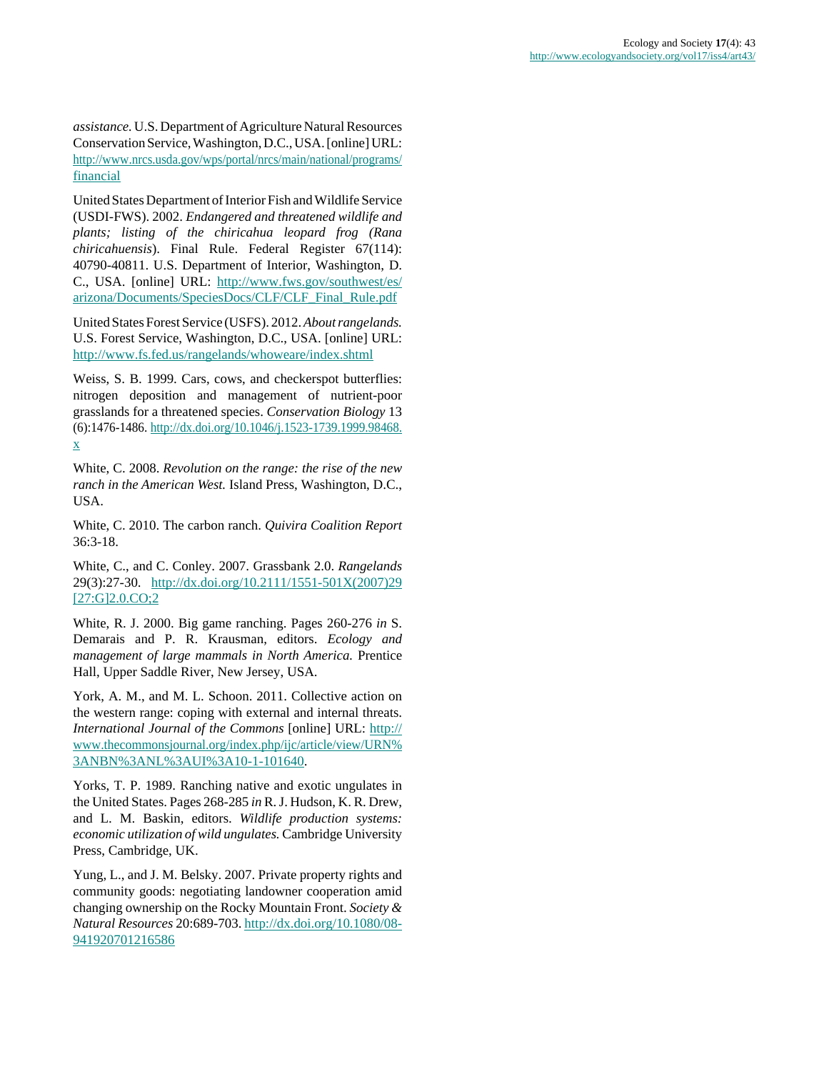*assistance.* U.S. Department of Agriculture Natural Resources Conservation Service, Washington, D.C., USA. [online] URL: http://www.nrcs.usda.gov/wps/portal/nrcs/main/national/programs/financial

United States Department of Interior Fish and Wildlife Service (USDI-FWS). 2002. *Endangered and threatened wildlife and plants; listing of the chiricahua leopard frog (Rana chiricahuensis*). Final Rule. Federal Register 67(114): 40790-40811. U.S. Department of Interior, Washington, D. C., USA. [online] URL: http://www.fws.gov/southwest/es/arizona/Documents/SpeciesDocs/CLF/CLF_Final_Rule.pdf

United States Forest Service (USFS). 2012. *About rangelands.* U.S. Forest Service, Washington, D.C., USA. [online] URL: http://www.fs.fed.us/rangelands/whoweare/index.shtml

Weiss, S. B. 1999. Cars, cows, and checkerspot butterflies: nitrogen deposition and management of nutrient-poor grasslands for a threatened species. *Conservation Biology* 13 (6):1476-1486. http://dx.doi.org/10.1046/j.1523-1739.1999.98468.x

White, C. 2008. *Revolution on the range: the rise of the new ranch in the American West.* Island Press, Washington, D.C., USA.

White, C. 2010. The carbon ranch. *Quivira Coalition Report* 36:3-18.

White, C., and C. Conley. 2007. Grassbank 2.0. *Rangelands* 29(3):27-30. http://dx.doi.org/10.2111/1551-501X(2007)29[27:G]2.0.CO;2

White, R. J. 2000. Big game ranching. Pages 260-276 *in* S. Demarais and P. R. Krausman, editors. *Ecology and management of large mammals in North America.* Prentice Hall, Upper Saddle River, New Jersey, USA.

York, A. M., and M. L. Schoon. 2011. Collective action on the western range: coping with external and internal threats. *International Journal of the Commons* [online] URL: http://www.thecommonsjournal.org/index.php/ijc/article/view/URN%3ANBN%3ANL%3AUI%3A10-1-101640.

Yorks, T. P. 1989. Ranching native and exotic ungulates in the United States. Pages 268-285 *in* R. J. Hudson, K. R. Drew, and L. M. Baskin, editors. *Wildlife production systems: economic utilization of wild ungulates.* Cambridge University Press, Cambridge, UK.

Yung, L., and J. M. Belsky. 2007. Private property rights and community goods: negotiating landowner cooperation amid changing ownership on the Rocky Mountain Front. *Society & Natural Resources* 20:689-703. http://dx.doi.org/10.1080/08941920701216586